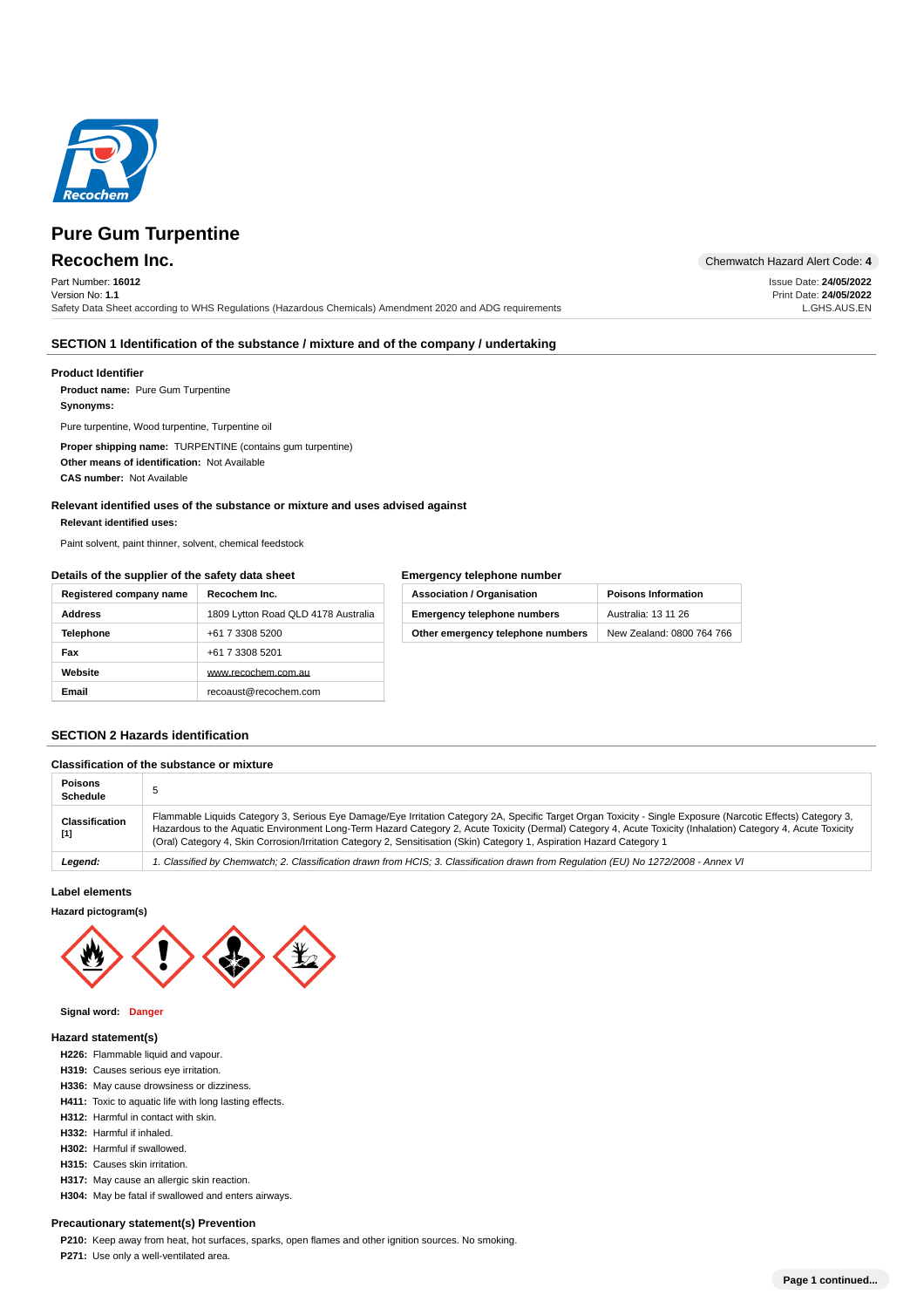# Pure Gum Turpentine

## Recochem Inc.

Chemwatch Hazard Alert Code: **4**

Part Number: **16012**
Version No: **1.1**
Safety Data Sheet according to WHS Regulations (Hazardous Chemicals) Amendment 2020 and ADG requirements

Issue Date: **24/05/2022**
Print Date: **24/05/2022**
L.GHS.AUS.EN

## SECTION 1 Identification of the substance / mixture and of the company / undertaking

### Product Identifier

**Product name:** Pure Gum Turpentine

**Synonyms:**

Pure turpentine, Wood turpentine, Turpentine oil

**Proper shipping name:** TURPENTINE (contains gum turpentine)

**Other means of identification:** Not Available

**CAS number:** Not Available

### Relevant identified uses of the substance or mixture and uses advised against

**Relevant identified uses:**

Paint solvent, paint thinner, solvent, chemical feedstock

### Details of the supplier of the safety data sheet

| Registered company name | Recochem Inc. |
|---|---|
| Address | 1809 Lytton Road QLD 4178 Australia |
| Telephone | +61 7 3308 5200 |
| Fax | +61 7 3308 5201 |
| Website | www.recochem.com.au |
| Email | recoaust@recochem.com |

### Emergency telephone number

| Association / Organisation | Poisons Information |
|---|---|
| Emergency telephone numbers | Australia: 13 11 26 |
| Other emergency telephone numbers | New Zealand: 0800 764 766 |

## SECTION 2 Hazards identification

### Classification of the substance or mixture

| Poisons Schedule | 5 |
|---|---|
| Classification [1] | Flammable Liquids Category 3, Serious Eye Damage/Eye Irritation Category 2A, Specific Target Organ Toxicity - Single Exposure (Narcotic Effects) Category 3, Hazardous to the Aquatic Environment Long-Term Hazard Category 2, Acute Toxicity (Dermal) Category 4, Acute Toxicity (Inhalation) Category 4, Acute Toxicity (Oral) Category 4, Skin Corrosion/Irritation Category 2, Sensitisation (Skin) Category 1, Aspiration Hazard Category 1 |
| *Legend:* | *1. Classified by Chemwatch; 2. Classification drawn from HCIS; 3. Classification drawn from Regulation (EU) No 1272/2008 - Annex VI* |

### Label elements

**Hazard pictogram(s)**

**Signal word:** **Danger**

### Hazard statement(s)

**H226:** Flammable liquid and vapour.
**H319:** Causes serious eye irritation.
**H336:** May cause drowsiness or dizziness.
**H411:** Toxic to aquatic life with long lasting effects.
**H312:** Harmful in contact with skin.
**H332:** Harmful if inhaled.
**H302:** Harmful if swallowed.
**H315:** Causes skin irritation.
**H317:** May cause an allergic skin reaction.
**H304:** May be fatal if swallowed and enters airways.

### Precautionary statement(s) Prevention

**P210:** Keep away from heat, hot surfaces, sparks, open flames and other ignition sources. No smoking.
**P271:** Use only a well-ventilated area.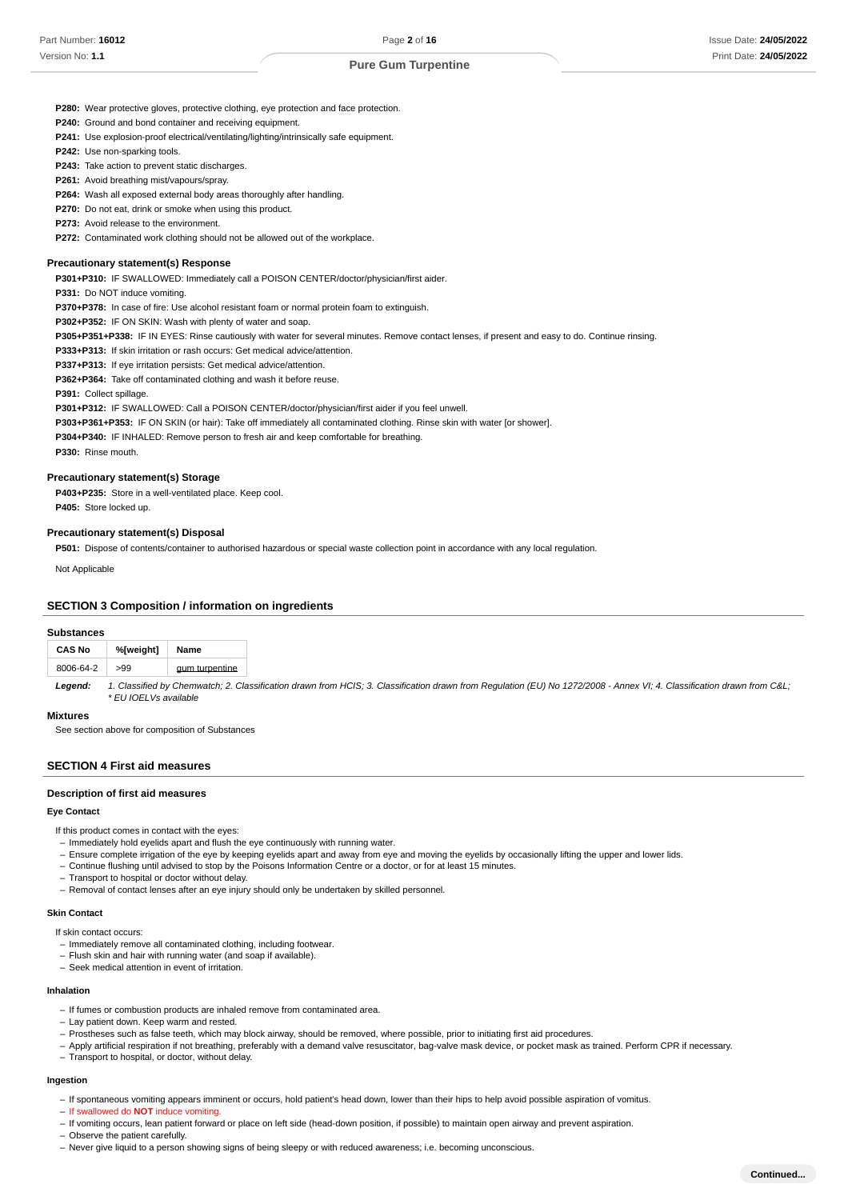**P280:** Wear protective gloves, protective clothing, eye protection and face protection.

**P240:** Ground and bond container and receiving equipment.

**P241:** Use explosion-proof electrical/ventilating/lighting/intrinsically safe equipment.

**P242:** Use non-sparking tools.

**P243:** Take action to prevent static discharges.

**P261:** Avoid breathing mist/vapours/spray.

**P264:** Wash all exposed external body areas thoroughly after handling.

**P270:** Do not eat, drink or smoke when using this product.

**P273:** Avoid release to the environment.

**P272:** Contaminated work clothing should not be allowed out of the workplace.

### Precautionary statement(s) Response

**P301+P310:** IF SWALLOWED: Immediately call a POISON CENTER/doctor/physician/first aider.

**P331:** Do NOT induce vomiting.

**P370+P378:** In case of fire: Use alcohol resistant foam or normal protein foam to extinguish.

**P302+P352:** IF ON SKIN: Wash with plenty of water and soap.

**P305+P351+P338:** IF IN EYES: Rinse cautiously with water for several minutes. Remove contact lenses, if present and easy to do. Continue rinsing.

**P333+P313:** If skin irritation or rash occurs: Get medical advice/attention.

**P337+P313:** If eye irritation persists: Get medical advice/attention.

**P362+P364:** Take off contaminated clothing and wash it before reuse.

**P391:** Collect spillage.

**P301+P312:** IF SWALLOWED: Call a POISON CENTER/doctor/physician/first aider if you feel unwell.

**P303+P361+P353:** IF ON SKIN (or hair): Take off immediately all contaminated clothing. Rinse skin with water [or shower].

**P304+P340:** IF INHALED: Remove person to fresh air and keep comfortable for breathing.

**P330:** Rinse mouth.

### Precautionary statement(s) Storage

**P403+P235:** Store in a well-ventilated place. Keep cool.

**P405:** Store locked up.

### Precautionary statement(s) Disposal

**P501:** Dispose of contents/container to authorised hazardous or special waste collection point in accordance with any local regulation.

Not Applicable

## SECTION 3 Composition / information on ingredients

### Substances

| CAS No | %[weight] | Name |
|---|---|---|
| 8006-64-2 | >99 | gum turpentine |

***Legend:*** *1. Classified by Chemwatch; 2. Classification drawn from HCIS; 3. Classification drawn from Regulation (EU) No 1272/2008 - Annex VI; 4. Classification drawn from C&L; * EU IOELVs available*

### Mixtures

See section above for composition of Substances

## SECTION 4 First aid measures

### Description of first aid measures

#### Eye Contact

If this product comes in contact with the eyes:

- Immediately hold eyelids apart and flush the eye continuously with running water.
- Ensure complete irrigation of the eye by keeping eyelids apart and away from eye and moving the eyelids by occasionally lifting the upper and lower lids.
- Continue flushing until advised to stop by the Poisons Information Centre or a doctor, or for at least 15 minutes.
- Transport to hospital or doctor without delay.
- Removal of contact lenses after an eye injury should only be undertaken by skilled personnel.

#### Skin Contact

If skin contact occurs:

- Immediately remove all contaminated clothing, including footwear.
- Flush skin and hair with running water (and soap if available).
- Seek medical attention in event of irritation.

#### Inhalation

- If fumes or combustion products are inhaled remove from contaminated area.
- Lay patient down. Keep warm and rested.
- Prostheses such as false teeth, which may block airway, should be removed, where possible, prior to initiating first aid procedures.
- Apply artificial respiration if not breathing, preferably with a demand valve resuscitator, bag-valve mask device, or pocket mask as trained. Perform CPR if necessary.
- Transport to hospital, or doctor, without delay.

#### Ingestion

- If spontaneous vomiting appears imminent or occurs, hold patient's head down, lower than their hips to help avoid possible aspiration of vomitus.
- If swallowed do **NOT** induce vomiting.
- If vomiting occurs, lean patient forward or place on left side (head-down position, if possible) to maintain open airway and prevent aspiration.
- Observe the patient carefully.
- Never give liquid to a person showing signs of being sleepy or with reduced awareness; i.e. becoming unconscious.

Continued...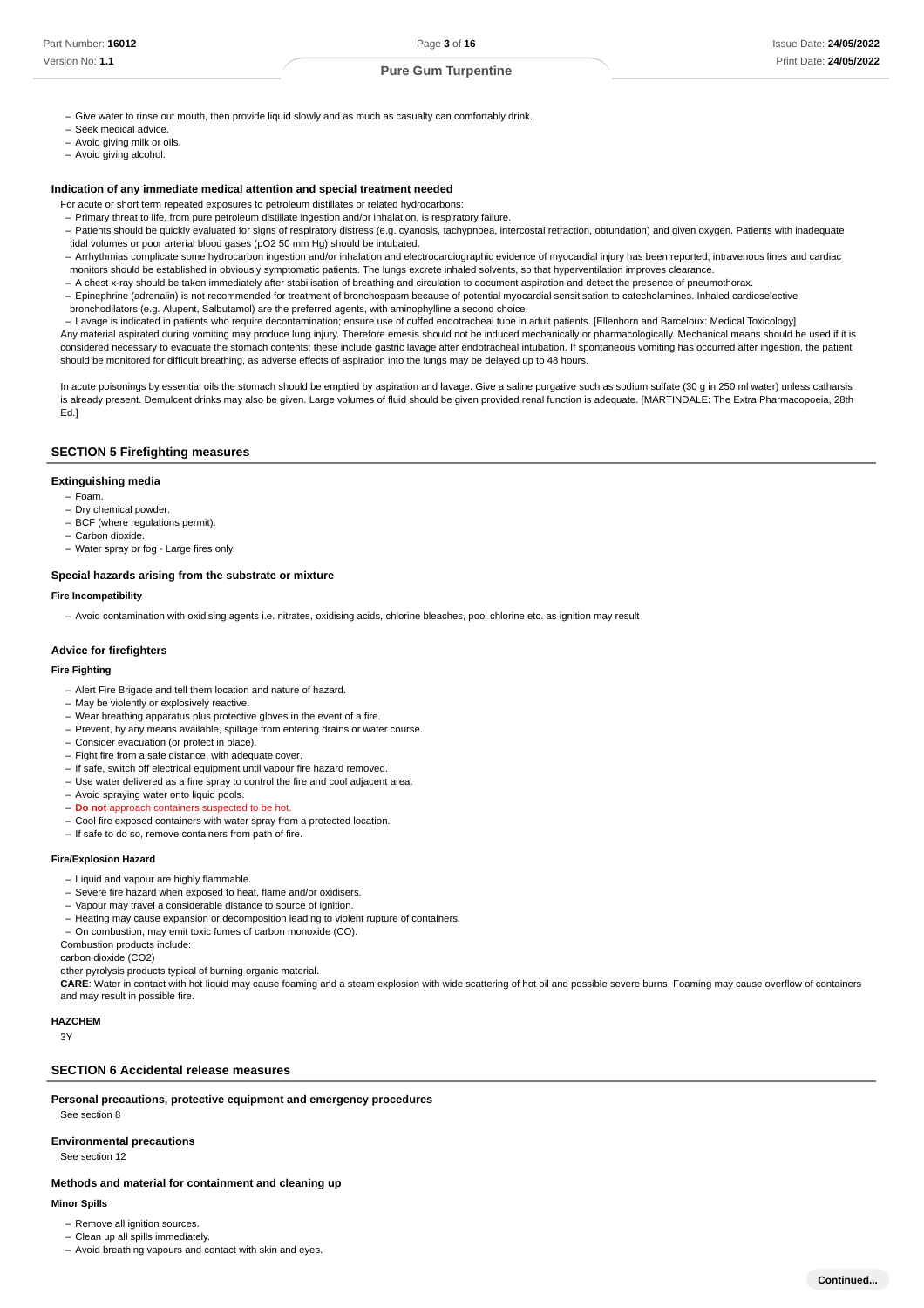- Give water to rinse out mouth, then provide liquid slowly and as much as casualty can comfortably drink.
- Seek medical advice.
- Avoid giving milk or oils.
- Avoid giving alcohol.

### Indication of any immediate medical attention and special treatment needed

For acute or short term repeated exposures to petroleum distillates or related hydrocarbons:

- Primary threat to life, from pure petroleum distillate ingestion and/or inhalation, is respiratory failure.
- Patients should be quickly evaluated for signs of respiratory distress (e.g. cyanosis, tachypnoea, intercostal retraction, obtundation) and given oxygen. Patients with inadequate tidal volumes or poor arterial blood gases (pO2 50 mm Hg) should be intubated.
- Arrhythmias complicate some hydrocarbon ingestion and/or inhalation and electrocardiographic evidence of myocardial injury has been reported; intravenous lines and cardiac monitors should be established in obviously symptomatic patients. The lungs excrete inhaled solvents, so that hyperventilation improves clearance.
- A chest x-ray should be taken immediately after stabilisation of breathing and circulation to document aspiration and detect the presence of pneumothorax.
- Epinephrine (adrenalin) is not recommended for treatment of bronchospasm because of potential myocardial sensitisation to catecholamines. Inhaled cardioselective bronchodilators (e.g. Alupent, Salbutamol) are the preferred agents, with aminophylline a second choice.
- Lavage is indicated in patients who require decontamination; ensure use of cuffed endotracheal tube in adult patients. [Ellenhorn and Barceloux: Medical Toxicology]

Any material aspirated during vomiting may produce lung injury. Therefore emesis should not be induced mechanically or pharmacologically. Mechanical means should be used if it is considered necessary to evacuate the stomach contents; these include gastric lavage after endotracheal intubation. If spontaneous vomiting has occurred after ingestion, the patient should be monitored for difficult breathing, as adverse effects of aspiration into the lungs may be delayed up to 48 hours.

In acute poisonings by essential oils the stomach should be emptied by aspiration and lavage. Give a saline purgative such as sodium sulfate (30 g in 250 ml water) unless catharsis is already present. Demulcent drinks may also be given. Large volumes of fluid should be given provided renal function is adequate. [MARTINDALE: The Extra Pharmacopoeia, 28th Ed.]

## SECTION 5 Firefighting measures

### Extinguishing media

- Foam.
- Dry chemical powder.
- BCF (where regulations permit).
- Carbon dioxide.
- Water spray or fog - Large fires only.

### Special hazards arising from the substrate or mixture

#### Fire Incompatibility

- Avoid contamination with oxidising agents i.e. nitrates, oxidising acids, chlorine bleaches, pool chlorine etc. as ignition may result

### Advice for firefighters

#### Fire Fighting

- Alert Fire Brigade and tell them location and nature of hazard.
- May be violently or explosively reactive.
- Wear breathing apparatus plus protective gloves in the event of a fire.
- Prevent, by any means available, spillage from entering drains or water course.
- Consider evacuation (or protect in place).
- Fight fire from a safe distance, with adequate cover.
- If safe, switch off electrical equipment until vapour fire hazard removed.
- Use water delivered as a fine spray to control the fire and cool adjacent area.
- Avoid spraying water onto liquid pools.
- **Do not** approach containers suspected to be hot.
- Cool fire exposed containers with water spray from a protected location.
- If safe to do so, remove containers from path of fire.

#### Fire/Explosion Hazard

- Liquid and vapour are highly flammable.
- Severe fire hazard when exposed to heat, flame and/or oxidisers.
- Vapour may travel a considerable distance to source of ignition.
- Heating may cause expansion or decomposition leading to violent rupture of containers.
- On combustion, may emit toxic fumes of carbon monoxide (CO).

Combustion products include:

carbon dioxide ($CO_2$)

other pyrolysis products typical of burning organic material.

**CARE**: Water in contact with hot liquid may cause foaming and a steam explosion with wide scattering of hot oil and possible severe burns. Foaming may cause overflow of containers and may result in possible fire.

#### HAZCHEM

3Y

## SECTION 6 Accidental release measures

### Personal precautions, protective equipment and emergency procedures

See section 8

### Environmental precautions

See section 12

### Methods and material for containment and cleaning up

#### Minor Spills

- Remove all ignition sources.
- Clean up all spills immediately.
- Avoid breathing vapours and contact with skin and eyes.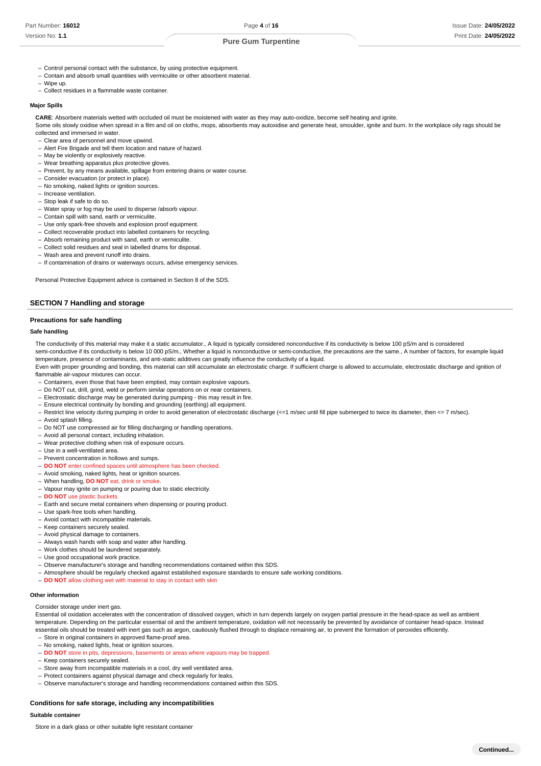- Control personal contact with the substance, by using protective equipment.
- Contain and absorb small quantities with vermiculite or other absorbent material.
- Wipe up.
- Collect residues in a flammable waste container.

#### Major Spills

**CARE**: Absorbent materials wetted with occluded oil must be moistened with water as they may auto-oxidize, become self heating and ignite.
Some oils slowly oxidise when spread in a film and oil on cloths, mops, absorbents may autoxidise and generate heat, smoulder, ignite and burn. In the workplace oily rags should be collected and immersed in water.

- Clear area of personnel and move upwind.
- Alert Fire Brigade and tell them location and nature of hazard.
- May be violently or explosively reactive.
- Wear breathing apparatus plus protective gloves.
- Prevent, by any means available, spillage from entering drains or water course.
- Consider evacuation (or protect in place).
- No smoking, naked lights or ignition sources.
- Increase ventilation.
- Stop leak if safe to do so.
- Water spray or fog may be used to disperse /absorb vapour.
- Contain spill with sand, earth or vermiculite.
- Use only spark-free shovels and explosion proof equipment.
- Collect recoverable product into labelled containers for recycling.
- Absorb remaining product with sand, earth or vermiculite.
- Collect solid residues and seal in labelled drums for disposal.
- Wash area and prevent runoff into drains.
- If contamination of drains or waterways occurs, advise emergency services.

Personal Protective Equipment advice is contained in Section 8 of the SDS.

## SECTION 7 Handling and storage

### Precautions for safe handling

#### Safe handling

The conductivity of this material may make it a static accumulator., A liquid is typically considered nonconductive if its conductivity is below 100 pS/m and is considered semi-conductive if its conductivity is below 10 000 pS/m., Whether a liquid is nonconductive or semi-conductive, the precautions are the same., A number of factors, for example liquid temperature, presence of contaminants, and anti-static additives can greatly influence the conductivity of a liquid.
Even with proper grounding and bonding, this material can still accumulate an electrostatic charge. If sufficient charge is allowed to accumulate, electrostatic discharge and ignition of flammable air-vapour mixtures can occur.

- Containers, even those that have been emptied, may contain explosive vapours.
- Do NOT cut, drill, grind, weld or perform similar operations on or near containers.
- Electrostatic discharge may be generated during pumping - this may result in fire.
- Ensure electrical continuity by bonding and grounding (earthing) all equipment.
- Restrict line velocity during pumping in order to avoid generation of electrostatic discharge (<=1 m/sec until fill pipe submerged to twice its diameter, then <= 7 m/sec).
- Avoid splash filling.
- Do NOT use compressed air for filling discharging or handling operations.
- Avoid all personal contact, including inhalation.
- Wear protective clothing when risk of exposure occurs.
- Use in a well-ventilated area.
- Prevent concentration in hollows and sumps.
- **DO NOT** enter confined spaces until atmosphere has been checked.
- Avoid smoking, naked lights, heat or ignition sources.
- When handling, **DO NOT** eat, drink or smoke.
- Vapour may ignite on pumping or pouring due to static electricity.
- **DO NOT** use plastic buckets.
- Earth and secure metal containers when dispensing or pouring product.
- Use spark-free tools when handling.
- Avoid contact with incompatible materials.
- Keep containers securely sealed.
- Avoid physical damage to containers.
- Always wash hands with soap and water after handling.
- Work clothes should be laundered separately.
- Use good occupational work practice.
- Observe manufacturer's storage and handling recommendations contained within this SDS.
- Atmosphere should be regularly checked against established exposure standards to ensure safe working conditions.
- **DO NOT** allow clothing wet with material to stay in contact with skin

#### Other information

Consider storage under inert gas.
Essential oil oxidation accelerates with the concentration of dissolved oxygen, which in turn depends largely on oxygen partial pressure in the head-space as well as ambient temperature. Depending on the particular essential oil and the ambient temperature, oxidation will not necessarily be prevented by avoidance of container head-space. Instead essential oils should be treated with inert gas such as argon, cautiously flushed through to displace remaining air, to prevent the formation of peroxides efficiently.

- Store in original containers in approved flame-proof area.
- No smoking, naked lights, heat or ignition sources.
- **DO NOT** store in pits, depressions, basements or areas where vapours may be trapped.
- Keep containers securely sealed.
- Store away from incompatible materials in a cool, dry well ventilated area.
- Protect containers against physical damage and check regularly for leaks.
- Observe manufacturer's storage and handling recommendations contained within this SDS.

### Conditions for safe storage, including any incompatibilities

#### Suitable container

Store in a dark glass or other suitable light resistant container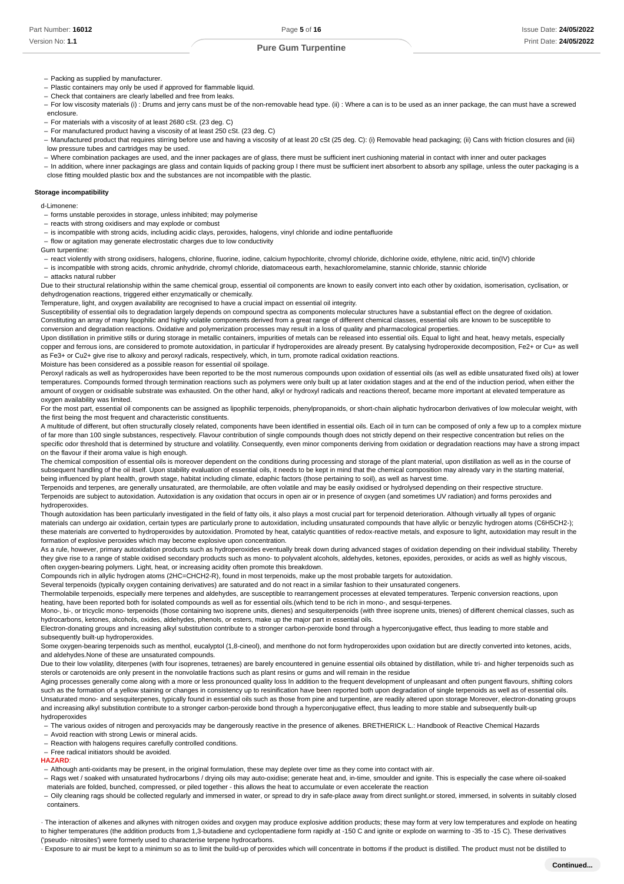- Packing as supplied by manufacturer.
- Plastic containers may only be used if approved for flammable liquid.
- Check that containers are clearly labelled and free from leaks.
- For low viscosity materials (i) : Drums and jerry cans must be of the non-removable head type. (ii) : Where a can is to be used as an inner package, the can must have a screwed enclosure.
- For materials with a viscosity of at least 2680 cSt. (23 deg. C)
- For manufactured product having a viscosity of at least 250 cSt. (23 deg. C)
- Manufactured product that requires stirring before use and having a viscosity of at least 20 cSt (25 deg. C): (i) Removable head packaging; (ii) Cans with friction closures and (iii) low pressure tubes and cartridges may be used.
- Where combination packages are used, and the inner packages are of glass, there must be sufficient inert cushioning material in contact with inner and outer packages
- In addition, where inner packagings are glass and contain liquids of packing group I there must be sufficient inert absorbent to absorb any spillage, unless the outer packaging is a close fitting moulded plastic box and the substances are not incompatible with the plastic.

**Storage incompatibility**

d-Limonene:

- forms unstable peroxides in storage, unless inhibited; may polymerise
- reacts with strong oxidisers and may explode or combust
- is incompatible with strong acids, including acidic clays, peroxides, halogens, vinyl chloride and iodine pentafluoride
- flow or agitation may generate electrostatic charges due to low conductivity

Gum turpentine:

- react violently with strong oxidisers, halogens, chlorine, fluorine, iodine, calcium hypochlorite, chromyl chloride, dichlorine oxide, ethylene, nitric acid, tin(IV) chloride
- is incompatible with strong acids, chromic anhydride, chromyl chloride, diatomaceous earth, hexachloromelamine, stannic chloride, stannic chloride
- attacks natural rubber

Due to their structural relationship within the same chemical group, essential oil components are known to easily convert into each other by oxidation, isomerisation, cyclisation, or dehydrogenation reactions, triggered either enzymatically or chemically.

Temperature, light, and oxygen availability are recognised to have a crucial impact on essential oil integrity.

Susceptibility of essential oils to degradation largely depends on compound spectra as components molecular structures have a substantial effect on the degree of oxidation.

Constituting an array of many lipophilic and highly volatile components derived from a great range of different chemical classes, essential oils are known to be susceptible to conversion and degradation reactions. Oxidative and polymerization processes may result in a loss of quality and pharmacological properties.

Upon distillation in primitive stills or during storage in metallic containers, impurities of metals can be released into essential oils. Equal to light and heat, heavy metals, especially copper and ferrous ions, are considered to promote autoxidation, in particular if hydroperoxides are already present. By catalysing hydroperoxide decomposition, $Fe^{2+}$ or $Cu^{+}$ as well as $Fe^{3+}$ or $Cu^{2+}$ give rise to alkoxy and peroxyl radicals, respectively, which, in turn, promote radical oxidation reactions.

Moisture has been considered as a possible reason for essential oil spoilage.

Peroxyl radicals as well as hydroperoxides have been reported to be the most numerous compounds upon oxidation of essential oils (as well as edible unsaturated fixed oils) at lower temperatures. Compounds formed through termination reactions such as polymers were only built up at later oxidation stages and at the end of the induction period, when either the amount of oxygen or oxidisable substrate was exhausted. On the other hand, alkyl or hydroxyl radicals and reactions thereof, became more important at elevated temperature as oxygen availability was limited.

For the most part, essential oil components can be assigned as lipophilic terpenoids, phenylpropanoids, or short-chain aliphatic hydrocarbon derivatives of low molecular weight, with the first being the most frequent and characteristic constituents.

A multitude of different, but often structurally closely related, components have been identified in essential oils. Each oil in turn can be composed of only a few up to a complex mixture of far more than 100 single substances, respectively. Flavour contribution of single compounds though does not strictly depend on their respective concentration but relies on the specific odor threshold that is determined by structure and volatility. Consequently, even minor components deriving from oxidation or degradation reactions may have a strong impact on the flavour if their aroma value is high enough.

The chemical composition of essential oils is moreover dependent on the conditions during processing and storage of the plant material, upon distillation as well as in the course of subsequent handling of the oil itself. Upon stability evaluation of essential oils, it needs to be kept in mind that the chemical composition may already vary in the starting material, being influenced by plant health, growth stage, habitat including climate, edaphic factors (those pertaining to soil), as well as harvest time.

Terpenoids and terpenes, are generally unsaturated, are thermolabile, are often volatile and may be easily oxidised or hydrolysed depending on their respective structure.

Terpenoids are subject to autoxidation. Autoxidation is any oxidation that occurs in open air or in presence of oxygen (and sometimes UV radiation) and forms peroxides and hydroperoxides.

Though autoxidation has been particularly investigated in the field of fatty oils, it also plays a most crucial part for terpenoid deterioration. Although virtually all types of organic materials can undergo air oxidation, certain types are particularly prone to autoxidation, including unsaturated compounds that have allylic or benzylic hydrogen atoms ($C_6H_5CH_2$-); these materials are converted to hydroperoxides by autoxidation. Promoted by heat, catalytic quantities of redox-reactive metals, and exposure to light, autoxidation may result in the formation of explosive peroxides which may become explosive upon concentration.

As a rule, however, primary autoxidation products such as hydroperoxides eventually break down during advanced stages of oxidation depending on their individual stability. Thereby they give rise to a range of stable oxidised secondary products such as mono- to polyvalent alcohols, aldehydes, ketones, epoxides, peroxides, or acids as well as highly viscous, often oxygen-bearing polymers. Light, heat, or increasing acidity often promote this breakdown.

Compounds rich in allylic hydrogen atoms (2HC=CHCH2-R), found in most terpenoids, make up the most probable targets for autoxidation.

Several terpenoids (typically oxygen containing derivatives) are saturated and do not react in a similar fashion to their unsaturated congeners.

Thermolabile terpenoids, especially mere terpenes and aldehydes, are susceptible to rearrangement processes at elevated temperatures. Terpenic conversion reactions, upon heating, have been reported both for isolated compounds as well as for essential oils.(which tend to be rich in mono-, and sesqui-terpenes.

Mono-, bi-, or tricyclic mono- terpenoids (those containing two isoprene units, dienes) and sesquiterpenoids (with three isoprene units, trienes) of different chemical classes, such as hydrocarbons, ketones, alcohols, oxides, aldehydes, phenols, or esters, make up the major part in essential oils.

Electron-donating groups and increasing alkyl substitution contribute to a stronger carbon-peroxide bond through a hyperconjugative effect, thus leading to more stable and subsequently built-up hydroperoxides.

Some oxygen-bearing terpenoids such as menthol, eucalyptol (1,8-cineol), and menthone do not form hydroperoxides upon oxidation but are directly converted into ketones, acids, and aldehydes.None of these are unsaturated compounds.

Due to their low volatility, diterpenes (with four isoprenes, tetraenes) are barely encountered in genuine essential oils obtained by distillation, while tri- and higher terpenoids such as sterols or carotenoids are only present in the nonvolatile fractions such as plant resins or gums and will remain in the residue

Aging processes generally come along with a more or less pronounced quality loss In addition to the frequent development of unpleasant and often pungent flavours, shifting colors such as the formation of a yellow staining or changes in consistency up to resinification have been reported both upon degradation of single terpenoids as well as of essential oils. Unsaturated mono- and sesquiterpenes, typically found in essential oils such as those from pine and turpentine, are readily altered upon storage Moreover, electron-donating groups and increasing alkyl substitution contribute to a stronger carbon-peroxide bond through a hyperconjugative effect, thus leading to more stable and subsequently built-up hydroperoxides

- The various oxides of nitrogen and peroxyacids may be dangerously reactive in the presence of alkenes. BRETHERICK L.: Handbook of Reactive Chemical Hazards
- Avoid reaction with strong Lewis or mineral acids.
- Reaction with halogens requires carefully controlled conditions.
- Free radical initiators should be avoided.

**HAZARD**:

- Although anti-oxidants may be present, in the original formulation, these may deplete over time as they come into contact with air.
- Rags wet / soaked with unsaturated hydrocarbons / drying oils may auto-oxidise; generate heat and, in-time, smoulder and ignite. This is especially the case where oil-soaked materials are folded, bunched, compressed, or piled together - this allows the heat to accumulate or even accelerate the reaction
- Oily cleaning rags should be collected regularly and immersed in water, or spread to dry in safe-place away from direct sunlight.or stored, immersed, in solvents in suitably closed containers.

· The interaction of alkenes and alkynes with nitrogen oxides and oxygen may produce explosive addition products; these may form at very low temperatures and explode on heating to higher temperatures (the addition products from 1,3-butadiene and cyclopentadiene form rapidly at -150 C and ignite or explode on warming to -35 to -15 C). These derivatives ('pseudo- nitrosites') were formerly used to characterise terpene hydrocarbons.

· Exposure to air must be kept to a minimum so as to limit the build-up of peroxides which will concentrate in bottoms if the product is distilled. The product must not be distilled to

Continued...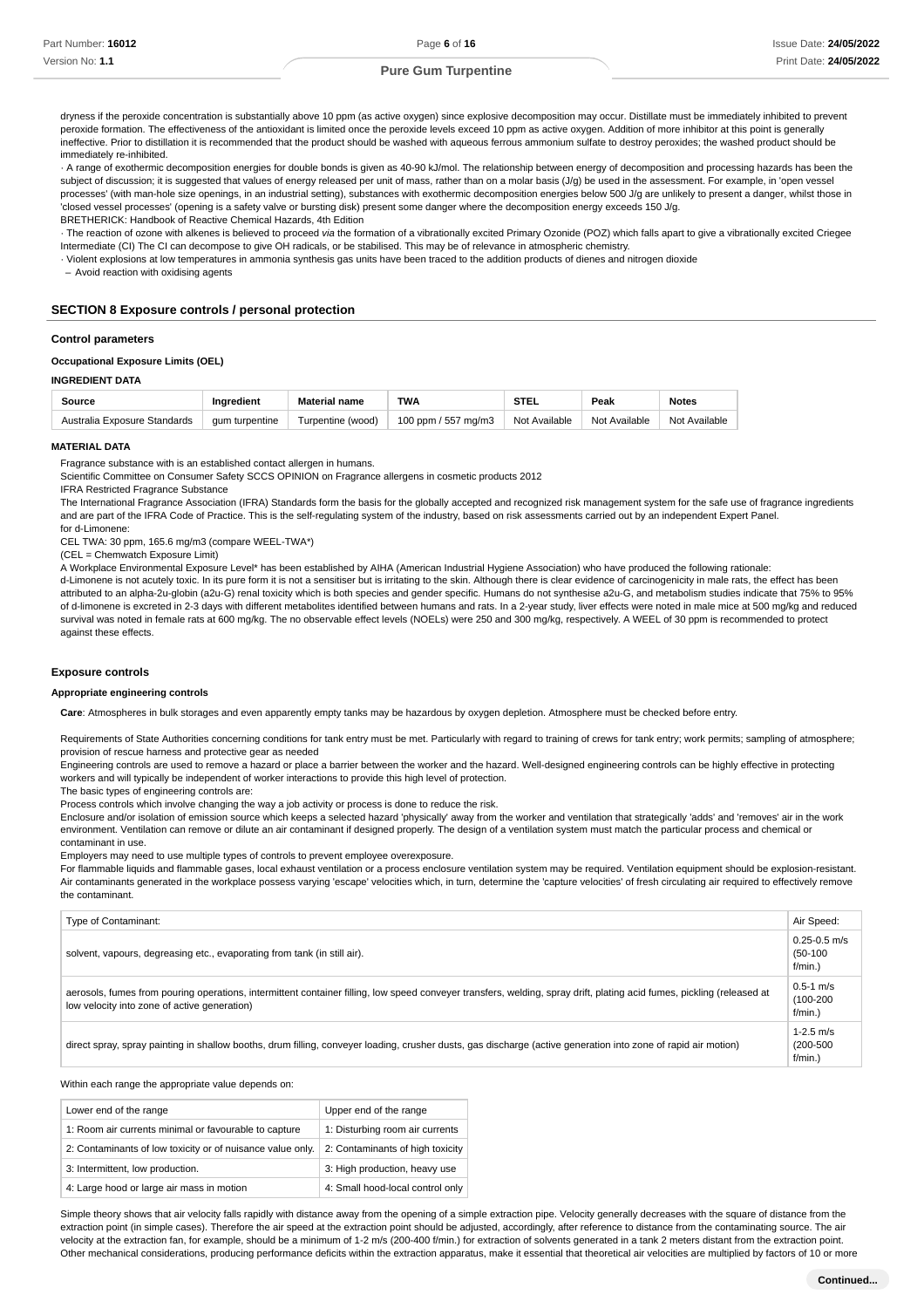dryness if the peroxide concentration is substantially above 10 ppm (as active oxygen) since explosive decomposition may occur. Distillate must be immediately inhibited to prevent peroxide formation. The effectiveness of the antioxidant is limited once the peroxide levels exceed 10 ppm as active oxygen. Addition of more inhibitor at this point is generally ineffective. Prior to distillation it is recommended that the product should be washed with aqueous ferrous ammonium sulfate to destroy peroxides; the washed product should be immediately re-inhibited.

· A range of exothermic decomposition energies for double bonds is given as 40-90 kJ/mol. The relationship between energy of decomposition and processing hazards has been the subject of discussion; it is suggested that values of energy released per unit of mass, rather than on a molar basis (J/g) be used in the assessment. For example, in 'open vessel processes' (with man-hole size openings, in an industrial setting), substances with exothermic decomposition energies below 500 J/g are unlikely to present a danger, whilst those in 'closed vessel processes' (opening is a safety valve or bursting disk) present some danger where the decomposition energy exceeds 150 J/g.
BRETHERICK: Handbook of Reactive Chemical Hazards, 4th Edition

· The reaction of ozone with alkenes is believed to proceed *via* the formation of a vibrationally excited Primary Ozonide (POZ) which falls apart to give a vibrationally excited Criegee Intermediate (CI) The CI can decompose to give OH radicals, or be stabilised. This may be of relevance in atmospheric chemistry.

· Violent explosions at low temperatures in ammonia synthesis gas units have been traced to the addition products of dienes and nitrogen dioxide

- Avoid reaction with oxidising agents

## SECTION 8 Exposure controls / personal protection

### Control parameters

#### Occupational Exposure Limits (OEL)

**INGREDIENT DATA**

| Source | Ingredient | Material name | TWA | STEL | Peak | Notes |
|---|---|---|---|---|---|---|
| Australia Exposure Standards | gum turpentine | Turpentine (wood) | 100 ppm / 557 mg/m3 | Not Available | Not Available | Not Available |

**MATERIAL DATA**

Fragrance substance with is an established contact allergen in humans.
Scientific Committee on Consumer Safety SCCS OPINION on Fragrance allergens in cosmetic products 2012
IFRA Restricted Fragrance Substance
The International Fragrance Association (IFRA) Standards form the basis for the globally accepted and recognized risk management system for the safe use of fragrance ingredients and are part of the IFRA Code of Practice. This is the self-regulating system of the industry, based on risk assessments carried out by an independent Expert Panel.
for d-Limonene:
CEL TWA: 30 ppm, 165.6 mg/m3 (compare WEEL-TWA*)
(CEL = Chemwatch Exposure Limit)
A Workplace Environmental Exposure Level* has been established by AIHA (American Industrial Hygiene Association) who have produced the following rationale:
d-Limonene is not acutely toxic. In its pure form it is not a sensitiser but is irritating to the skin. Although there is clear evidence of carcinogenicity in male rats, the effect has been attributed to an alpha-2u-globin (a2u-G) renal toxicity which is both species and gender specific. Humans do not synthesise a2u-G, and metabolism studies indicate that 75% to 95% of d-limonene is excreted in 2-3 days with different metabolites identified between humans and rats. In a 2-year study, liver effects were noted in male mice at 500 mg/kg and reduced survival was noted in female rats at 600 mg/kg. The no observable effect levels (NOELs) were 250 and 300 mg/kg, respectively. A WEEL of 30 ppm is recommended to protect against these effects.

### Exposure controls

#### Appropriate engineering controls

**Care**: Atmospheres in bulk storages and even apparently empty tanks may be hazardous by oxygen depletion. Atmosphere must be checked before entry.

Requirements of State Authorities concerning conditions for tank entry must be met. Particularly with regard to training of crews for tank entry; work permits; sampling of atmosphere; provision of rescue harness and protective gear as needed
Engineering controls are used to remove a hazard or place a barrier between the worker and the hazard. Well-designed engineering controls can be highly effective in protecting workers and will typically be independent of worker interactions to provide this high level of protection.
The basic types of engineering controls are:
Process controls which involve changing the way a job activity or process is done to reduce the risk.
Enclosure and/or isolation of emission source which keeps a selected hazard 'physically' away from the worker and ventilation that strategically 'adds' and 'removes' air in the work environment. Ventilation can remove or dilute an air contaminant if designed properly. The design of a ventilation system must match the particular process and chemical or contaminant in use.
Employers may need to use multiple types of controls to prevent employee overexposure.
For flammable liquids and flammable gases, local exhaust ventilation or a process enclosure ventilation system may be required. Ventilation equipment should be explosion-resistant.
Air contaminants generated in the workplace possess varying 'escape' velocities which, in turn, determine the 'capture velocities' of fresh circulating air required to effectively remove the contaminant.

| Type of Contaminant: | Air Speed: |
|---|---|
| solvent, vapours, degreasing etc., evaporating from tank (in still air). | 0.25-0.5 m/s (50-100 f/min.) |
| aerosols, fumes from pouring operations, intermittent container filling, low speed conveyer transfers, welding, spray drift, plating acid fumes, pickling (released at low velocity into zone of active generation) | 0.5-1 m/s (100-200 f/min.) |
| direct spray, spray painting in shallow booths, drum filling, conveyer loading, crusher dusts, gas discharge (active generation into zone of rapid air motion) | 1-2.5 m/s (200-500 f/min.) |

Within each range the appropriate value depends on:

| Lower end of the range | Upper end of the range |
|---|---|
| 1: Room air currents minimal or favourable to capture | 1: Disturbing room air currents |
| 2: Contaminants of low toxicity or of nuisance value only. | 2: Contaminants of high toxicity |
| 3: Intermittent, low production. | 3: High production, heavy use |
| 4: Large hood or large air mass in motion | 4: Small hood-local control only |

Simple theory shows that air velocity falls rapidly with distance away from the opening of a simple extraction pipe. Velocity generally decreases with the square of distance from the extraction point (in simple cases). Therefore the air speed at the extraction point should be adjusted, accordingly, after reference to distance from the contaminating source. The air velocity at the extraction fan, for example, should be a minimum of 1-2 m/s (200-400 f/min.) for extraction of solvents generated in a tank 2 meters distant from the extraction point. Other mechanical considerations, producing performance deficits within the extraction apparatus, make it essential that theoretical air velocities are multiplied by factors of 10 or more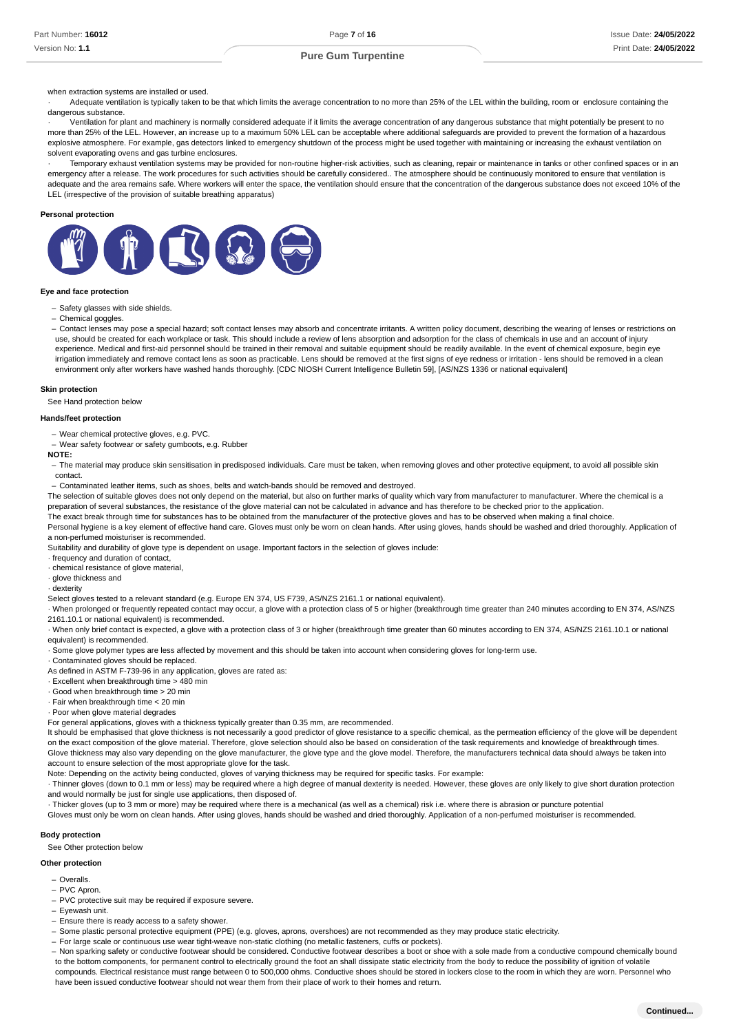when extraction systems are installed or used.

· Adequate ventilation is typically taken to be that which limits the average concentration to no more than 25% of the LEL within the building, room or enclosure containing the dangerous substance.

· Ventilation for plant and machinery is normally considered adequate if it limits the average concentration of any dangerous substance that might potentially be present to no more than 25% of the LEL. However, an increase up to a maximum 50% LEL can be acceptable where additional safeguards are provided to prevent the formation of a hazardous explosive atmosphere. For example, gas detectors linked to emergency shutdown of the process might be used together with maintaining or increasing the exhaust ventilation on solvent evaporating ovens and gas turbine enclosures.

· Temporary exhaust ventilation systems may be provided for non-routine higher-risk activities, such as cleaning, repair or maintenance in tanks or other confined spaces or in an emergency after a release. The work procedures for such activities should be carefully considered.. The atmosphere should be continuously monitored to ensure that ventilation is adequate and the area remains safe. Where workers will enter the space, the ventilation should ensure that the concentration of the dangerous substance does not exceed 10% of the LEL (irrespective of the provision of suitable breathing apparatus)

### Personal protection

### Eye and face protection

- Safety glasses with side shields.
- Chemical goggles.
- Contact lenses may pose a special hazard; soft contact lenses may absorb and concentrate irritants. A written policy document, describing the wearing of lenses or restrictions on use, should be created for each workplace or task. This should include a review of lens absorption and adsorption for the class of chemicals in use and an account of injury experience. Medical and first-aid personnel should be trained in their removal and suitable equipment should be readily available. In the event of chemical exposure, begin eye irrigation immediately and remove contact lens as soon as practicable. Lens should be removed at the first signs of eye redness or irritation - lens should be removed in a clean environment only after workers have washed hands thoroughly. [CDC NIOSH Current Intelligence Bulletin 59], [AS/NZS 1336 or national equivalent]

### Skin protection

See Hand protection below

### Hands/feet protection

- Wear chemical protective gloves, e.g. PVC.
- Wear safety footwear or safety gumboots, e.g. Rubber

**NOTE:**

- The material may produce skin sensitisation in predisposed individuals. Care must be taken, when removing gloves and other protective equipment, to avoid all possible skin contact.
- Contaminated leather items, such as shoes, belts and watch-bands should be removed and destroyed.

The selection of suitable gloves does not only depend on the material, but also on further marks of quality which vary from manufacturer to manufacturer. Where the chemical is a preparation of several substances, the resistance of the glove material can not be calculated in advance and has therefore to be checked prior to the application.

The exact break through time for substances has to be obtained from the manufacturer of the protective gloves and has to be observed when making a final choice.

Personal hygiene is a key element of effective hand care. Gloves must only be worn on clean hands. After using gloves, hands should be washed and dried thoroughly. Application of a non-perfumed moisturiser is recommended.

Suitability and durability of glove type is dependent on usage. Important factors in the selection of gloves include:

· frequency and duration of contact,
· chemical resistance of glove material,
· glove thickness and
· dexterity

Select gloves tested to a relevant standard (e.g. Europe EN 374, US F739, AS/NZS 2161.1 or national equivalent).

· When prolonged or frequently repeated contact may occur, a glove with a protection class of 5 or higher (breakthrough time greater than 240 minutes according to EN 374, AS/NZS 2161.10.1 or national equivalent) is recommended.

· When only brief contact is expected, a glove with a protection class of 3 or higher (breakthrough time greater than 60 minutes according to EN 374, AS/NZS 2161.10.1 or national equivalent) is recommended.

· Some glove polymer types are less affected by movement and this should be taken into account when considering gloves for long-term use.

· Contaminated gloves should be replaced.

As defined in ASTM F-739-96 in any application, gloves are rated as:

· Excellent when breakthrough time > 480 min
· Good when breakthrough time > 20 min
· Fair when breakthrough time < 20 min
· Poor when glove material degrades

For general applications, gloves with a thickness typically greater than 0.35 mm, are recommended.

It should be emphasised that glove thickness is not necessarily a good predictor of glove resistance to a specific chemical, as the permeation efficiency of the glove will be dependent on the exact composition of the glove material. Therefore, glove selection should also be based on consideration of the task requirements and knowledge of breakthrough times.

Glove thickness may also vary depending on the glove manufacturer, the glove type and the glove model. Therefore, the manufacturers technical data should always be taken into account to ensure selection of the most appropriate glove for the task.

Note: Depending on the activity being conducted, gloves of varying thickness may be required for specific tasks. For example:

· Thinner gloves (down to 0.1 mm or less) may be required where a high degree of manual dexterity is needed. However, these gloves are only likely to give short duration protection and would normally be just for single use applications, then disposed of.

· Thicker gloves (up to 3 mm or more) may be required where there is a mechanical (as well as a chemical) risk i.e. where there is abrasion or puncture potential

Gloves must only be worn on clean hands. After using gloves, hands should be washed and dried thoroughly. Application of a non-perfumed moisturiser is recommended.

### Body protection

See Other protection below

### Other protection

- Overalls.
- PVC Apron.
- PVC protective suit may be required if exposure severe.
- Eyewash unit.
- Ensure there is ready access to a safety shower.
- Some plastic personal protective equipment (PPE) (e.g. gloves, aprons, overshoes) are not recommended as they may produce static electricity.
- For large scale or continuous use wear tight-weave non-static clothing (no metallic fasteners, cuffs or pockets).
- Non sparking safety or conductive footwear should be considered. Conductive footwear describes a boot or shoe with a sole made from a conductive compound chemically bound to the bottom components, for permanent control to electrically ground the foot an shall dissipate static electricity from the body to reduce the possibility of ignition of volatile compounds. Electrical resistance must range between 0 to 500,000 ohms. Conductive shoes should be stored in lockers close to the room in which they are worn. Personnel who have been issued conductive footwear should not wear them from their place of work to their homes and return.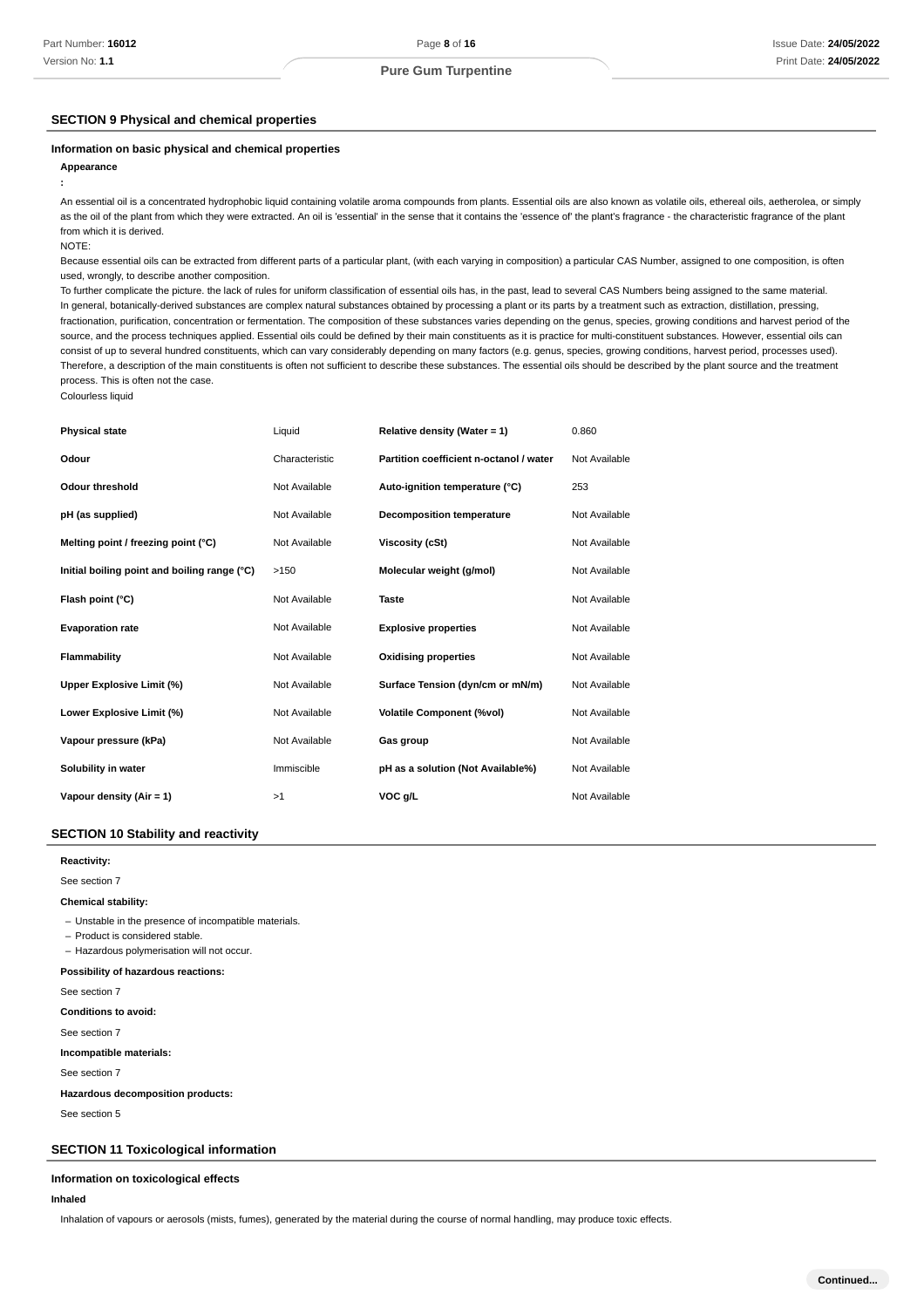## SECTION 9 Physical and chemical properties

### Information on basic physical and chemical properties

**Appearance**

**:**

An essential oil is a concentrated hydrophobic liquid containing volatile aroma compounds from plants. Essential oils are also known as volatile oils, ethereal oils, aetherolea, or simply as the oil of the plant from which they were extracted. An oil is 'essential' in the sense that it contains the 'essence of' the plant's fragrance - the characteristic fragrance of the plant from which it is derived.

NOTE:

Because essential oils can be extracted from different parts of a particular plant, (with each varying in composition) a particular CAS Number, assigned to one composition, is often used, wrongly, to describe another composition.

To further complicate the picture. the lack of rules for uniform classification of essential oils has, in the past, lead to several CAS Numbers being assigned to the same material.

In general, botanically-derived substances are complex natural substances obtained by processing a plant or its parts by a treatment such as extraction, distillation, pressing, fractionation, purification, concentration or fermentation. The composition of these substances varies depending on the genus, species, growing conditions and harvest period of the source, and the process techniques applied. Essential oils could be defined by their main constituents as it is practice for multi-constituent substances. However, essential oils can consist of up to several hundred constituents, which can vary considerably depending on many factors (e.g. genus, species, growing conditions, harvest period, processes used). Therefore, a description of the main constituents is often not sufficient to describe these substances. The essential oils should be described by the plant source and the treatment process. This is often not the case.

Colourless liquid

| | | | |
|---|---|---|---|
| **Physical state** | Liquid | **Relative density (Water = 1)** | 0.860 |
| **Odour** | Characteristic | **Partition coefficient n-octanol / water** | Not Available |
| **Odour threshold** | Not Available | **Auto-ignition temperature (°C)** | 253 |
| **pH (as supplied)** | Not Available | **Decomposition temperature** | Not Available |
| **Melting point / freezing point (°C)** | Not Available | **Viscosity (cSt)** | Not Available |
| **Initial boiling point and boiling range (°C)** | >150 | **Molecular weight (g/mol)** | Not Available |
| **Flash point (°C)** | Not Available | **Taste** | Not Available |
| **Evaporation rate** | Not Available | **Explosive properties** | Not Available |
| **Flammability** | Not Available | **Oxidising properties** | Not Available |
| **Upper Explosive Limit (%)** | Not Available | **Surface Tension (dyn/cm or mN/m)** | Not Available |
| **Lower Explosive Limit (%)** | Not Available | **Volatile Component (%vol)** | Not Available |
| **Vapour pressure (kPa)** | Not Available | **Gas group** | Not Available |
| **Solubility in water** | Immiscible | **pH as a solution (Not Available%)** | Not Available |
| **Vapour density (Air = 1)** | >1 | **VOC g/L** | Not Available |

## SECTION 10 Stability and reactivity

**Reactivity:**

See section 7

**Chemical stability:**

- Unstable in the presence of incompatible materials.
- Product is considered stable.
- Hazardous polymerisation will not occur.

**Possibility of hazardous reactions:**

See section 7

**Conditions to avoid:**

See section 7

**Incompatible materials:**

See section 7

**Hazardous decomposition products:**

See section 5

## SECTION 11 Toxicological information

### Information on toxicological effects

**Inhaled**

Inhalation of vapours or aerosols (mists, fumes), generated by the material during the course of normal handling, may produce toxic effects.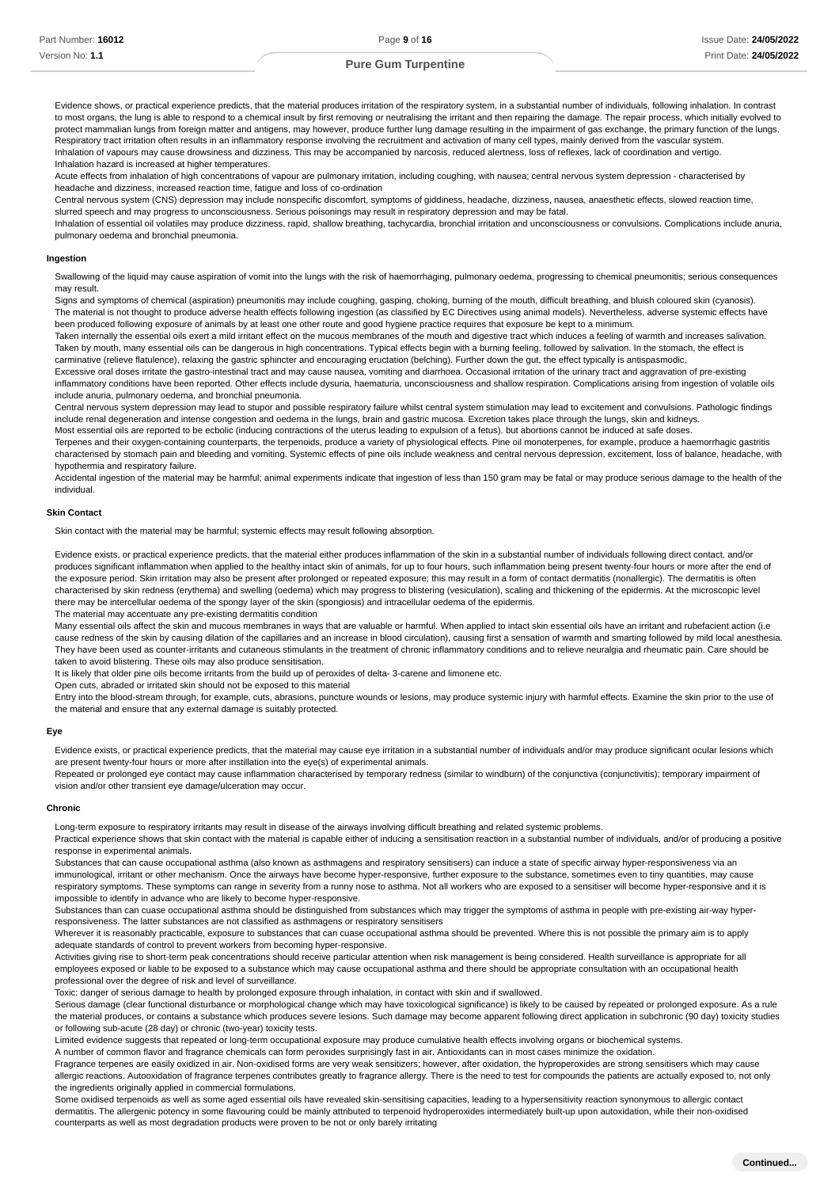Evidence shows, or practical experience predicts, that the material produces irritation of the respiratory system, in a substantial number of individuals, following inhalation. In contrast to most organs, the lung is able to respond to a chemical insult by first removing or neutralising the irritant and then repairing the damage. The repair process, which initially evolved to protect mammalian lungs from foreign matter and antigens, may however, produce further lung damage resulting in the impairment of gas exchange, the primary function of the lungs. Respiratory tract irritation often results in an inflammatory response involving the recruitment and activation of many cell types, mainly derived from the vascular system.
Inhalation of vapours may cause drowsiness and dizziness. This may be accompanied by narcosis, reduced alertness, loss of reflexes, lack of coordination and vertigo.
Inhalation hazard is increased at higher temperatures.
Acute effects from inhalation of high concentrations of vapour are pulmonary irritation, including coughing, with nausea; central nervous system depression - characterised by headache and dizziness, increased reaction time, fatigue and loss of co-ordination
Central nervous system (CNS) depression may include nonspecific discomfort, symptoms of giddiness, headache, dizziness, nausea, anaesthetic effects, slowed reaction time, slurred speech and may progress to unconsciousness. Serious poisonings may result in respiratory depression and may be fatal.
Inhalation of essential oil volatiles may produce dizziness, rapid, shallow breathing, tachycardia, bronchial irritation and unconsciousness or convulsions. Complications include anuria, pulmonary oedema and bronchial pneumonia.

#### Ingestion

Swallowing of the liquid may cause aspiration of vomit into the lungs with the risk of haemorrhaging, pulmonary oedema, progressing to chemical pneumonitis; serious consequences may result.
Signs and symptoms of chemical (aspiration) pneumonitis may include coughing, gasping, choking, burning of the mouth, difficult breathing, and bluish coloured skin (cyanosis).
The material is not thought to produce adverse health effects following ingestion (as classified by EC Directives using animal models). Nevertheless, adverse systemic effects have been produced following exposure of animals by at least one other route and good hygiene practice requires that exposure be kept to a minimum.
Taken internally the essential oils exert a mild irritant effect on the mucous membranes of the mouth and digestive tract which induces a feeling of warmth and increases salivation. Taken by mouth, many essential oils can be dangerous in high concentrations. Typical effects begin with a burning feeling, followed by salivation. In the stomach, the effect is carminative (relieve flatulence), relaxing the gastric sphincter and encouraging eructation (belching). Further down the gut, the effect typically is antispasmodic,
Excessive oral doses irritate the gastro-intestinal tract and may cause nausea, vomiting and diarrhoea. Occasional irritation of the urinary tract and aggravation of pre-existing inflammatory conditions have been reported. Other effects include dysuria, haematuria, unconsciousness and shallow respiration. Complications arising from ingestion of volatile oils include anuria, pulmonary oedema, and bronchial pneumonia.
Central nervous system depression may lead to stupor and possible respiratory failure whilst central system stimulation may lead to excitement and convulsions. Pathologic findings include renal degeneration and intense congestion and oedema in the lungs, brain and gastric mucosa. Excretion takes place through the lungs, skin and kidneys.
Most essential oils are reported to be ecbolic (inducing contractions of the uterus leading to expulsion of a fetus). but abortions cannot be induced at safe doses.
Terpenes and their oxygen-containing counterparts, the terpenoids, produce a variety of physiological effects. Pine oil monoterpenes, for example, produce a haemorrhagic gastritis characterised by stomach pain and bleeding and vomiting. Systemic effects of pine oils include weakness and central nervous depression, excitement, loss of balance, headache, with hypothermia and respiratory failure.
Accidental ingestion of the material may be harmful; animal experiments indicate that ingestion of less than 150 gram may be fatal or may produce serious damage to the health of the individual.

#### Skin Contact

Skin contact with the material may be harmful; systemic effects may result following absorption.

Evidence exists, or practical experience predicts, that the material either produces inflammation of the skin in a substantial number of individuals following direct contact, and/or produces significant inflammation when applied to the healthy intact skin of animals, for up to four hours, such inflammation being present twenty-four hours or more after the end of the exposure period. Skin irritation may also be present after prolonged or repeated exposure; this may result in a form of contact dermatitis (nonallergic). The dermatitis is often characterised by skin redness (erythema) and swelling (oedema) which may progress to blistering (vesiculation), scaling and thickening of the epidermis. At the microscopic level there may be intercellular oedema of the spongy layer of the skin (spongiosis) and intracellular oedema of the epidermis.
The material may accentuate any pre-existing dermatitis condition
Many essential oils affect the skin and mucous membranes in ways that are valuable or harmful. When applied to intact skin essential oils have an irritant and rubefacient action (i.e cause redness of the skin by causing dilation of the capillaries and an increase in blood circulation), causing first a sensation of warmth and smarting followed by mild local anesthesia. They have been used as counter-irritants and cutaneous stimulants in the treatment of chronic inflammatory conditions and to relieve neuralgia and rheumatic pain. Care should be taken to avoid blistering. These oils may also produce sensitisation.
It is likely that older pine oils become irritants from the build up of peroxides of delta- 3-carene and limonene etc.
Open cuts, abraded or irritated skin should not be exposed to this material
Entry into the blood-stream through, for example, cuts, abrasions, puncture wounds or lesions, may produce systemic injury with harmful effects. Examine the skin prior to the use of the material and ensure that any external damage is suitably protected.

#### Eye

Evidence exists, or practical experience predicts, that the material may cause eye irritation in a substantial number of individuals and/or may produce significant ocular lesions which are present twenty-four hours or more after instillation into the eye(s) of experimental animals.
Repeated or prolonged eye contact may cause inflammation characterised by temporary redness (similar to windburn) of the conjunctiva (conjunctivitis); temporary impairment of vision and/or other transient eye damage/ulceration may occur.

#### Chronic

Long-term exposure to respiratory irritants may result in disease of the airways involving difficult breathing and related systemic problems.
Practical experience shows that skin contact with the material is capable either of inducing a sensitisation reaction in a substantial number of individuals, and/or of producing a positive response in experimental animals.
Substances that can cause occupational asthma (also known as asthmagens and respiratory sensitisers) can induce a state of specific airway hyper-responsiveness via an immunological, irritant or other mechanism. Once the airways have become hyper-responsive, further exposure to the substance, sometimes even to tiny quantities, may cause respiratory symptoms. These symptoms can range in severity from a runny nose to asthma. Not all workers who are exposed to a sensitiser will become hyper-responsive and it is impossible to identify in advance who are likely to become hyper-responsive.
Substances than can cuase occupational asthma should be distinguished from substances which may trigger the symptoms of asthma in people with pre-existing air-way hyper-responsiveness. The latter substances are not classified as asthmagens or respiratory sensitisers
Wherever it is reasonably practicable, exposure to substances that can cuase occupational asthma should be prevented. Where this is not possible the primary aim is to apply adequate standards of control to prevent workers from becoming hyper-responsive.
Activities giving rise to short-term peak concentrations should receive particular attention when risk management is being considered. Health surveillance is appropriate for all employees exposed or liable to be exposed to a substance which may cause occupational asthma and there should be appropriate consultation with an occupational health professional over the degree of risk and level of surveillance.
Toxic: danger of serious damage to health by prolonged exposure through inhalation, in contact with skin and if swallowed.
Serious damage (clear functional disturbance or morphological change which may have toxicological significance) is likely to be caused by repeated or prolonged exposure. As a rule the material produces, or contains a substance which produces severe lesions. Such damage may become apparent following direct application in subchronic (90 day) toxicity studies or following sub-acute (28 day) or chronic (two-year) toxicity tests.
Limited evidence suggests that repeated or long-term occupational exposure may produce cumulative health effects involving organs or biochemical systems.
A number of common flavor and fragrance chemicals can form peroxides surprisingly fast in air. Antioxidants can in most cases minimize the oxidation.
Fragrance terpenes are easily oxidized in air. Non-oxidised forms are very weak sensitizers; however, after oxidation, the hyproperoxides are strong sensitisers which may cause allergic reactions. Autooxidation of fragrance terpenes contributes greatly to fragrance allergy. There is the need to test for compounds the patients are actually exposed to, not only the ingredients originally applied in commercial formulations.
Some oxidised terpenoids as well as some aged essential oils have revealed skin-sensitising capacities, leading to a hypersensitivity reaction synonymous to allergic contact dermatitis. The allergenic potency in some flavouring could be mainly attributed to terpenoid hydroperoxides intermediately built-up upon autoxidation, while their non-oxidised counterparts as well as most degradation products were proven to be not or only barely irritating

**Continued...**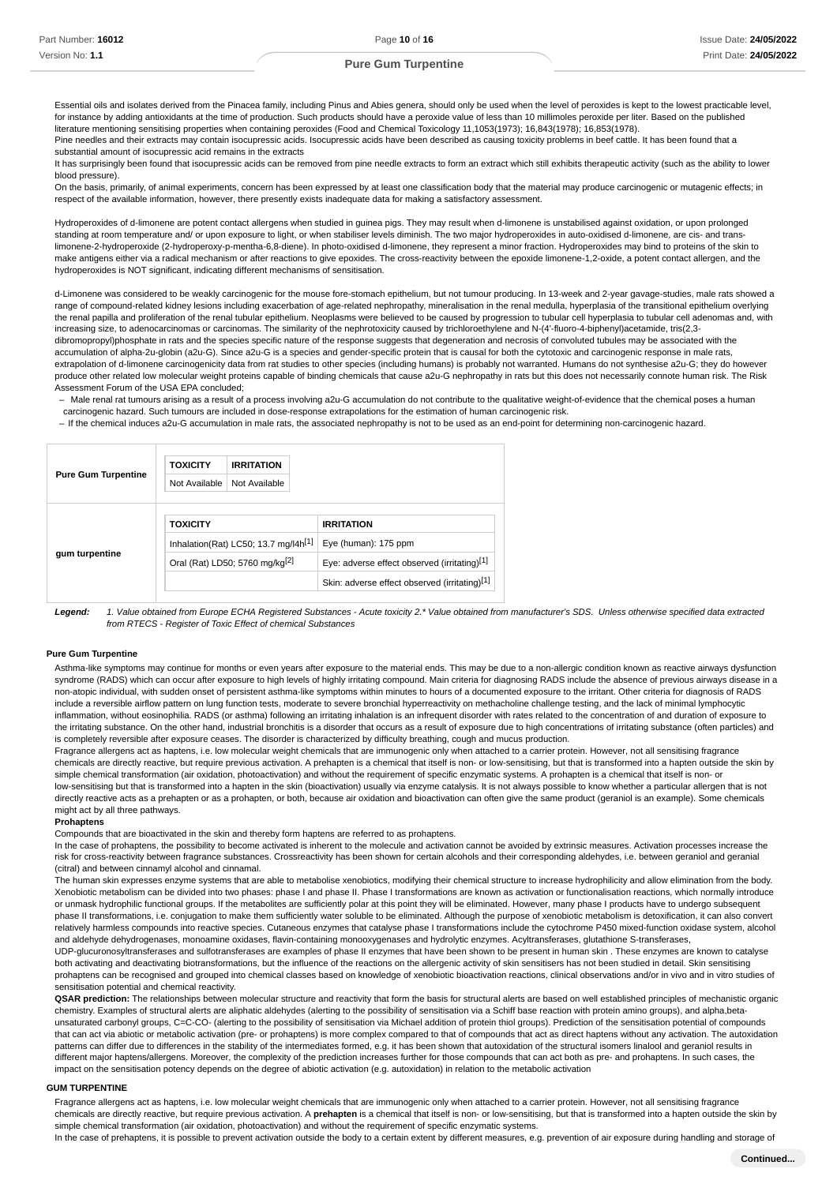Essential oils and isolates derived from the Pinacea family, including Pinus and Abies genera, should only be used when the level of peroxides is kept to the lowest practicable level, for instance by adding antioxidants at the time of production. Such products should have a peroxide value of less than 10 millimoles peroxide per liter. Based on the published literature mentioning sensitising properties when containing peroxides (Food and Chemical Toxicology 11,1053(1973); 16,843(1978); 16,853(1978).
Pine needles and their extracts may contain isocupressic acids. Isocupressic acids have been described as causing toxicity problems in beef cattle. It has been found that a substantial amount of isocupressic acid remains in the extracts
It has surprisingly been found that isocupressic acids can be removed from pine needle extracts to form an extract which still exhibits therapeutic activity (such as the ability to lower blood pressure).
On the basis, primarily, of animal experiments, concern has been expressed by at least one classification body that the material may produce carcinogenic or mutagenic effects; in respect of the available information, however, there presently exists inadequate data for making a satisfactory assessment.

Hydroperoxides of d-limonene are potent contact allergens when studied in guinea pigs. They may result when d-limonene is unstabilised against oxidation, or upon prolonged standing at room temperature and/ or upon exposure to light, or when stabiliser levels diminish. The two major hydroperoxides in auto-oxidised d-limonene, are cis- and trans-limonene-2-hydroperoxide (2-hydroperoxy-p-mentha-6,8-diene). In photo-oxidised d-limonene, they represent a minor fraction. Hydroperoxides may bind to proteins of the skin to make antigens either via a radical mechanism or after reactions to give epoxides. The cross-reactivity between the epoxide limonene-1,2-oxide, a potent contact allergen, and the hydroperoxides is NOT significant, indicating different mechanisms of sensitisation.

d-Limonene was considered to be weakly carcinogenic for the mouse fore-stomach epithelium, but not tumour producing. In 13-week and 2-year gavage-studies, male rats showed a range of compound-related kidney lesions including exacerbation of age-related nephropathy, mineralisation in the renal medulla, hyperplasia of the transitional epithelium overlying the renal papilla and proliferation of the renal tubular epithelium. Neoplasms were believed to be caused by progression to tubular cell hyperplasia to tubular cell adenomas and, with increasing size, to adenocarcinomas or carcinomas. The similarity of the nephrotoxicity caused by trichloroethylene and N-(4'-fluoro-4-biphenyl)acetamide, tris(2,3-dibromopropyl)phosphate in rats and the species specific nature of the response suggests that degeneration and necrosis of convoluted tubules may be associated with the accumulation of alpha-2u-globin (a2u-G). Since a2u-G is a species and gender-specific protein that is causal for both the cytotoxic and carcinogenic response in male rats, extrapolation of d-limonene carcinogenicity data from rat studies to other species (including humans) is probably not warranted. Humans do not synthesise a2u-G; they do however produce other related low molecular weight proteins capable of binding chemicals that cause a2u-G nephropathy in rats but this does not necessarily connote human risk. The Risk Assessment Forum of the USA EPA concluded;

- Male renal rat tumours arising as a result of a process involving a2u-G accumulation do not contribute to the qualitative weight-of-evidence that the chemical poses a human carcinogenic hazard. Such tumours are included in dose-response extrapolations for the estimation of human carcinogenic risk.
- If the chemical induces a2u-G accumulation in male rats, the associated nephropathy is not to be used as an end-point for determining non-carcinogenic hazard.

| | TOXICITY | IRRITATION |
|---|---|---|
| **Pure Gum Turpentine** | Not Available | Not Available |
| **gum turpentine** | Inhalation(Rat) LC50; 13.7 mg/l4h[1] | Eye (human): 175 ppm |
| | Oral (Rat) LD50; 5760 mg/kg[2] | Eye: adverse effect observed (irritating)[1] |
| | | Skin: adverse effect observed (irritating)[1] |

**Legend:** *1. Value obtained from Europe ECHA Registered Substances - Acute toxicity 2.\* Value obtained from manufacturer's SDS. Unless otherwise specified data extracted from RTECS - Register of Toxic Effect of chemical Substances*

**Pure Gum Turpentine**

Asthma-like symptoms may continue for months or even years after exposure to the material ends. This may be due to a non-allergic condition known as reactive airways dysfunction syndrome (RADS) which can occur after exposure to high levels of highly irritating compound. Main criteria for diagnosing RADS include the absence of previous airways disease in a non-atopic individual, with sudden onset of persistent asthma-like symptoms within minutes to hours of a documented exposure to the irritant. Other criteria for diagnosis of RADS include a reversible airflow pattern on lung function tests, moderate to severe bronchial hyperreactivity on methacholine challenge testing, and the lack of minimal lymphocytic inflammation, without eosinophilia. RADS (or asthma) following an irritating inhalation is an infrequent disorder with rates related to the concentration of and duration of exposure to the irritating substance. On the other hand, industrial bronchitis is a disorder that occurs as a result of exposure due to high concentrations of irritating substance (often particles) and is completely reversible after exposure ceases. The disorder is characterized by difficulty breathing, cough and mucus production.
Fragrance allergens act as haptens, i.e. low molecular weight chemicals that are immunogenic only when attached to a carrier protein. However, not all sensitising fragrance chemicals are directly reactive, but require previous activation. A prehapten is a chemical that itself is non- or low-sensitising, but that is transformed into a hapten outside the skin by simple chemical transformation (air oxidation, photoactivation) and without the requirement of specific enzymatic systems. A prohapten is a chemical that itself is non- or low-sensitising but that is transformed into a hapten in the skin (bioactivation) usually via enzyme catalysis. It is not always possible to know whether a particular allergen that is not directly reactive acts as a prehapten or as a prohapten, or both, because air oxidation and bioactivation can often give the same product (geraniol is an example). Some chemicals might act by all three pathways.

**Prohaptens**

Compounds that are bioactivated in the skin and thereby form haptens are referred to as prohaptens.
In the case of prohaptens, the possibility to become activated is inherent to the molecule and activation cannot be avoided by extrinsic measures. Activation processes increase the risk for cross-reactivity between fragrance substances. Crossreactivity has been shown for certain alcohols and their corresponding aldehydes, i.e. between geraniol and geranial (citral) and between cinnamyl alcohol and cinnamal.
The human skin expresses enzyme systems that are able to metabolise xenobiotics, modifying their chemical structure to increase hydrophilicity and allow elimination from the body. Xenobiotic metabolism can be divided into two phases: phase I and phase II. Phase I transformations are known as activation or functionalisation reactions, which normally introduce or unmask hydrophilic functional groups. If the metabolites are sufficiently polar at this point they will be eliminated. However, many phase I products have to undergo subsequent phase II transformations, i.e. conjugation to make them sufficiently water soluble to be eliminated. Although the purpose of xenobiotic metabolism is detoxification, it can also convert relatively harmless compounds into reactive species. Cutaneous enzymes that catalyse phase I transformations include the cytochrome P450 mixed-function oxidase system, alcohol and aldehyde dehydrogenases, monoamine oxidases, flavin-containing monooxygenases and hydrolytic enzymes. Acyltransferases, glutathione S-transferases, UDP-glucuronosyltransferases and sulfotransferases are examples of phase II enzymes that have been shown to be present in human skin . These enzymes are known to catalyse both activating and deactivating biotransformations, but the influence of the reactions on the allergenic activity of skin sensitisers has not been studied in detail. Skin sensitising prohaptens can be recognised and grouped into chemical classes based on knowledge of xenobiotic bioactivation reactions, clinical observations and/or in vivo and in vitro studies of sensitisation potential and chemical reactivity.
**QSAR prediction:** The relationships between molecular structure and reactivity that form the basis for structural alerts are based on well established principles of mechanistic organic chemistry. Examples of structural alerts are aliphatic aldehydes (alerting to the possibility of sensitisation via a Schiff base reaction with protein amino groups), and alpha,beta-unsaturated carbonyl groups, C=C-CO- (alerting to the possibility of sensitisation via Michael addition of protein thiol groups). Prediction of the sensitisation potential of compounds that can act via abiotic or metabolic activation (pre- or prohaptens) is more complex compared to that of compounds that act as direct haptens without any activation. The autoxidation patterns can differ due to differences in the stability of the intermediates formed, e.g. it has been shown that autoxidation of the structural isomers linalool and geraniol results in different major haptens/allergens. Moreover, the complexity of the prediction increases further for those compounds that can act both as pre- and prohaptens. In such cases, the impact on the sensitisation potency depends on the degree of abiotic activation (e.g. autoxidation) in relation to the metabolic activation

**GUM TURPENTINE**

Fragrance allergens act as haptens, i.e. low molecular weight chemicals that are immunogenic only when attached to a carrier protein. However, not all sensitising fragrance chemicals are directly reactive, but require previous activation. A **prehapten** is a chemical that itself is non- or low-sensitising, but that is transformed into a hapten outside the skin by simple chemical transformation (air oxidation, photoactivation) and without the requirement of specific enzymatic systems.
In the case of prehaptens, it is possible to prevent activation outside the body to a certain extent by different measures, e.g. prevention of air exposure during handling and storage of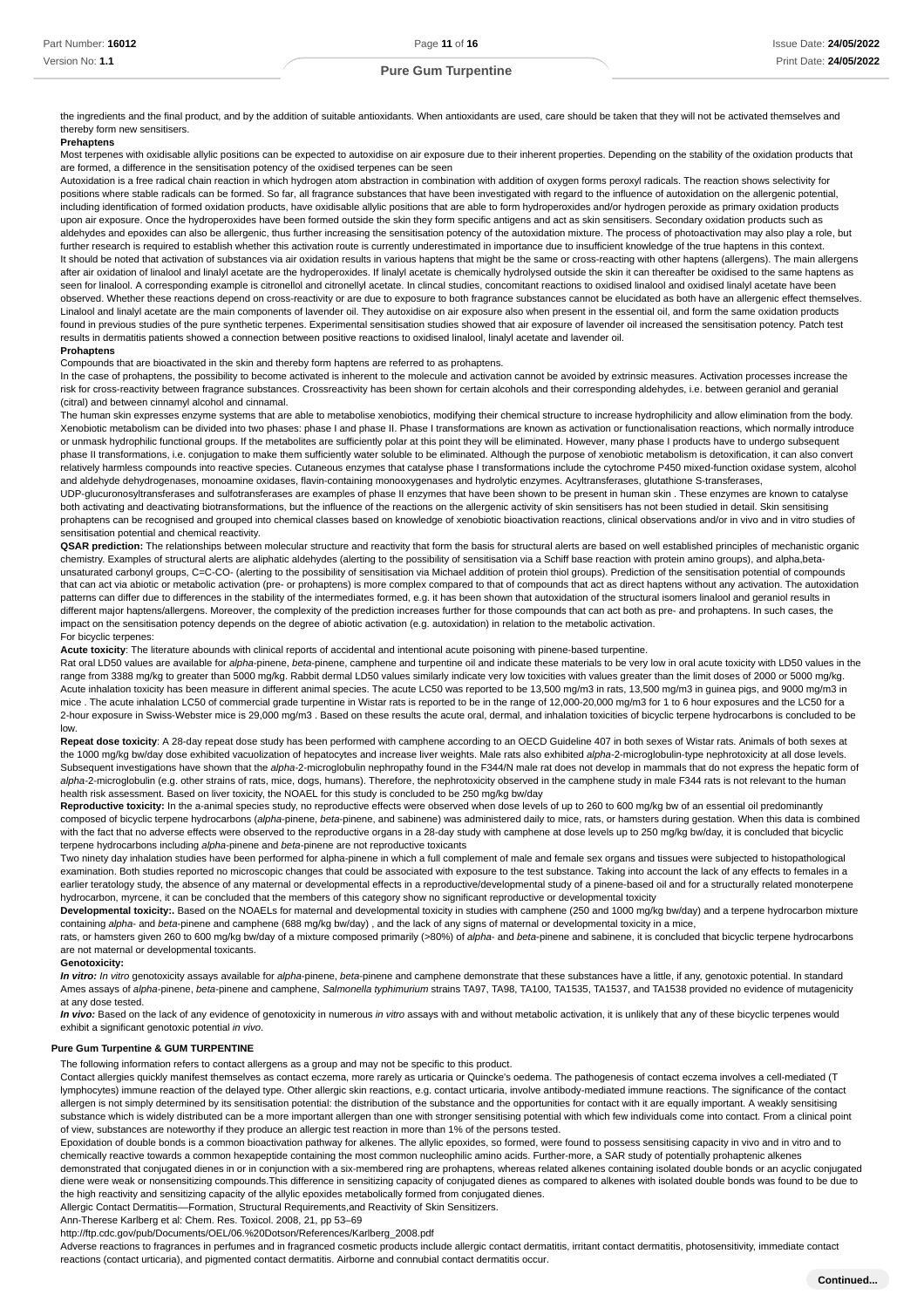the ingredients and the final product, and by the addition of suitable antioxidants. When antioxidants are used, care should be taken that they will not be activated themselves and thereby form new sensitisers.

**Prehaptens**

Most terpenes with oxidisable allylic positions can be expected to autoxidise on air exposure due to their inherent properties. Depending on the stability of the oxidation products that are formed, a difference in the sensitisation potency of the oxidised terpenes can be seen

Autoxidation is a free radical chain reaction in which hydrogen atom abstraction in combination with addition of oxygen forms peroxyl radicals. The reaction shows selectivity for positions where stable radicals can be formed. So far, all fragrance substances that have been investigated with regard to the influence of autoxidation on the allergenic potential, including identification of formed oxidation products, have oxidisable allylic positions that are able to form hydroperoxides and/or hydrogen peroxide as primary oxidation products upon air exposure. Once the hydroperoxides have been formed outside the skin they form specific antigens and act as skin sensitisers. Secondary oxidation products such as aldehydes and epoxides can also be allergenic, thus further increasing the sensitisation potency of the autoxidation mixture. The process of photoactivation may also play a role, but further research is required to establish whether this activation route is currently underestimated in importance due to insufficient knowledge of the true haptens in this context.

It should be noted that activation of substances via air oxidation results in various haptens that might be the same or cross-reacting with other haptens (allergens). The main allergens after air oxidation of linalool and linalyl acetate are the hydroperoxides. If linalyl acetate is chemically hydrolysed outside the skin it can thereafter be oxidised to the same haptens as seen for linalool. A corresponding example is citronellol and citronellyl acetate. In clincal studies, concomitant reactions to oxidised linalool and oxidised linalyl acetate have been observed. Whether these reactions depend on cross-reactivity or are due to exposure to both fragrance substances cannot be elucidated as both have an allergenic effect themselves. Linalool and linalyl acetate are the main components of lavender oil. They autoxidise on air exposure also when present in the essential oil, and form the same oxidation products found in previous studies of the pure synthetic terpenes. Experimental sensitisation studies showed that air exposure of lavender oil increased the sensitisation potency. Patch test results in dermatitis patients showed a connection between positive reactions to oxidised linalool, linalyl acetate and lavender oil.

**Prohaptens**

Compounds that are bioactivated in the skin and thereby form haptens are referred to as prohaptens.

In the case of prohaptens, the possibility to become activated is inherent to the molecule and activation cannot be avoided by extrinsic measures. Activation processes increase the risk for cross-reactivity between fragrance substances. Crossreactivity has been shown for certain alcohols and their corresponding aldehydes, i.e. between geraniol and geranial (citral) and between cinnamyl alcohol and cinnamal.

The human skin expresses enzyme systems that are able to metabolise xenobiotics, modifying their chemical structure to increase hydrophilicity and allow elimination from the body. Xenobiotic metabolism can be divided into two phases: phase I and phase II. Phase I transformations are known as activation or functionalisation reactions, which normally introduce or unmask hydrophilic functional groups. If the metabolites are sufficiently polar at this point they will be eliminated. However, many phase I products have to undergo subsequent phase II transformations, i.e. conjugation to make them sufficiently water soluble to be eliminated. Although the purpose of xenobiotic metabolism is detoxification, it can also convert relatively harmless compounds into reactive species. Cutaneous enzymes that catalyse phase I transformations include the cytochrome P450 mixed-function oxidase system, alcohol and aldehyde dehydrogenases, monoamine oxidases, flavin-containing monooxygenases and hydrolytic enzymes. Acyltransferases, glutathione S-transferases, UDP-glucuronosyltransferases and sulfotransferases are examples of phase II enzymes that have been shown to be present in human skin . These enzymes are known to catalyse both activating and deactivating biotransformations, but the influence of the reactions on the allergenic activity of skin sensitisers has not been studied in detail. Skin sensitising prohaptens can be recognised and grouped into chemical classes based on knowledge of xenobiotic bioactivation reactions, clinical observations and/or in vivo and in vitro studies of sensitisation potential and chemical reactivity.

**QSAR prediction:** The relationships between molecular structure and reactivity that form the basis for structural alerts are based on well established principles of mechanistic organic chemistry. Examples of structural alerts are aliphatic aldehydes (alerting to the possibility of sensitisation via a Schiff base reaction with protein amino groups), and alpha,beta-unsaturated carbonyl groups, C=C-CO- (alerting to the possibility of sensitisation via Michael addition of protein thiol groups). Prediction of the sensitisation potential of compounds that can act via abiotic or metabolic activation (pre- or prohaptens) is more complex compared to that of compounds that act as direct haptens without any activation. The autoxidation patterns can differ due to differences in the stability of the intermediates formed, e.g. it has been shown that autoxidation of the structural isomers linalool and geraniol results in different major haptens/allergens. Moreover, the complexity of the prediction increases further for those compounds that can act both as pre- and prohaptens. In such cases, the impact on the sensitisation potency depends on the degree of abiotic activation (e.g. autoxidation) in relation to the metabolic activation.

For bicyclic terpenes:

**Acute toxicity**: The literature abounds with clinical reports of accidental and intentional acute poisoning with pinene-based turpentine.

Rat oral LD50 values are available for *alpha*-pinene, *beta*-pinene, camphene and turpentine oil and indicate these materials to be very low in oral acute toxicity with LD50 values in the range from 3388 mg/kg to greater than 5000 mg/kg. Rabbit dermal LD50 values similarly indicate very low toxicities with values greater than the limit doses of 2000 or 5000 mg/kg. Acute inhalation toxicity has been measure in different animal species. The acute LC50 was reported to be 13,500 mg/m3 in rats, 13,500 mg/m3 in guinea pigs, and 9000 mg/m3 in mice . The acute inhalation LC50 of commercial grade turpentine in Wistar rats is reported to be in the range of 12,000-20,000 mg/m3 for 1 to 6 hour exposures and the LC50 for a 2-hour exposure in Swiss-Webster mice is 29,000 mg/m3 . Based on these results the acute oral, dermal, and inhalation toxicities of bicyclic terpene hydrocarbons is concluded to be low.

**Repeat dose toxicity**: A 28-day repeat dose study has been performed with camphene according to an OECD Guideline 407 in both sexes of Wistar rats. Animals of both sexes at the 1000 mg/kg bw/day dose exhibited vacuolization of hepatocytes and increase liver weights. Male rats also exhibited *alpha*-2-microglobulin-type nephrotoxicity at all dose levels. Subsequent investigations have shown that the *alpha*-2-microglobulin nephropathy found in the F344/N male rat does not develop in mammals that do not express the hepatic form of *alpha*-2-microglobulin (e.g. other strains of rats, mice, dogs, humans). Therefore, the nephrotoxicity observed in the camphene study in male F344 rats is not relevant to the human health risk assessment. Based on liver toxicity, the NOAEL for this study is concluded to be 250 mg/kg bw/day

**Reproductive toxicity:** In the a-animal species study, no reproductive effects were observed when dose levels of up to 260 to 600 mg/kg bw of an essential oil predominantly composed of bicyclic terpene hydrocarbons (*alpha*-pinene, *beta*-pinene, and sabinene) was administered daily to mice, rats, or hamsters during gestation. When this data is combined with the fact that no adverse effects were observed to the reproductive organs in a 28-day study with camphene at dose levels up to 250 mg/kg bw/day, it is concluded that bicyclic terpene hydrocarbons including *alpha*-pinene and *beta*-pinene are not reproductive toxicants

Two ninety day inhalation studies have been performed for alpha-pinene in which a full complement of male and female sex organs and tissues were subjected to histopathological examination. Both studies reported no microscopic changes that could be associated with exposure to the test substance. Taking into account the lack of any effects to females in a earlier teratology study, the absence of any maternal or developmental effects in a reproductive/developmental study of a pinene-based oil and for a structurally related monoterpene hydrocarbon, myrcene, it can be concluded that the members of this category show no significant reproductive or developmental toxicity

**Developmental toxicity:**. Based on the NOAELs for maternal and developmental toxicity in studies with camphene (250 and 1000 mg/kg bw/day) and a terpene hydrocarbon mixture containing *alpha*- and *beta*-pinene and camphene (688 mg/kg bw/day) , and the lack of any signs of maternal or developmental toxicity in a mice,

rats, or hamsters given 260 to 600 mg/kg bw/day of a mixture composed primarily (>80%) of *alpha*- and *beta*-pinene and sabinene, it is concluded that bicyclic terpene hydrocarbons are not maternal or developmental toxicants.

**Genotoxicity:**

***In vitro:*** *In vitro* genotoxicity assays available for *alpha*-pinene, *beta*-pinene and camphene demonstrate that these substances have a little, if any, genotoxic potential. In standard Ames assays of *alpha*-pinene, *beta*-pinene and camphene, *Salmonella typhimurium* strains TA97, TA98, TA100, TA1535, TA1537, and TA1538 provided no evidence of mutagenicity at any dose tested.

***In vivo:*** Based on the lack of any evidence of genotoxicity in numerous *in vitro* assays with and without metabolic activation, it is unlikely that any of these bicyclic terpenes would exhibit a significant genotoxic potential *in vivo*.

**Pure Gum Turpentine & GUM TURPENTINE**

The following information refers to contact allergens as a group and may not be specific to this product.

Contact allergies quickly manifest themselves as contact eczema, more rarely as urticaria or Quincke's oedema. The pathogenesis of contact eczema involves a cell-mediated (T lymphocytes) immune reaction of the delayed type. Other allergic skin reactions, e.g. contact urticaria, involve antibody-mediated immune reactions. The significance of the contact allergen is not simply determined by its sensitisation potential: the distribution of the substance and the opportunities for contact with it are equally important. A weakly sensitising substance which is widely distributed can be a more important allergen than one with stronger sensitising potential with which few individuals come into contact. From a clinical point of view, substances are noteworthy if they produce an allergic test reaction in more than 1% of the persons tested.

Epoxidation of double bonds is a common bioactivation pathway for alkenes. The allylic epoxides, so formed, were found to possess sensitising capacity in vivo and in vitro and to chemically reactive towards a common hexapeptide containing the most common nucleophilic amino acids. Further-more, a SAR study of potentially prohaptenic alkenes demonstrated that conjugated dienes in or in conjunction with a six-membered ring are prohaptens, whereas related alkenes containing isolated double bonds or an acyclic conjugated diene were weak or nonsensitizing compounds.This difference in sensitizing capacity of conjugated dienes as compared to alkenes with isolated double bonds was found to be due to the high reactivity and sensitizing capacity of the allylic epoxides metabolically formed from conjugated dienes.

Allergic Contact Dermatitis—Formation, Structural Requirements,and Reactivity of Skin Sensitizers.

Ann-Therese Karlberg et al: Chem. Res. Toxicol. 2008, 21, pp 53–69

http://ftp.cdc.gov/pub/Documents/OEL/06.%20Dotson/References/Karlberg_2008.pdf

Adverse reactions to fragrances in perfumes and in fragranced cosmetic products include allergic contact dermatitis, irritant contact dermatitis, photosensitivity, immediate contact reactions (contact urticaria), and pigmented contact dermatitis. Airborne and connubial contact dermatitis occur.

Continued...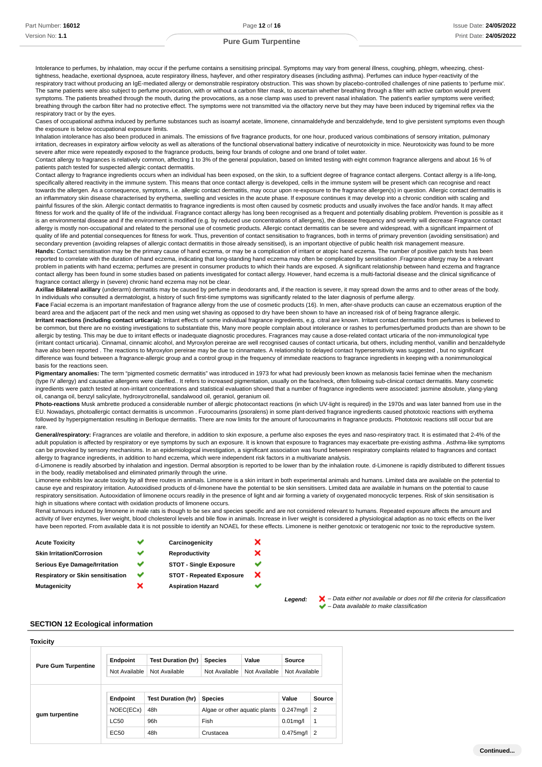Intolerance to perfumes, by inhalation, may occur if the perfume contains a sensitising principal. Symptoms may vary from general illness, coughing, phlegm, wheezing, chest-tightness, headache, exertional dyspnoea, acute respiratory illness, hayfever, and other respiratory diseases (including asthma). Perfumes can induce hyper-reactivity of the respiratory tract without producing an IgE-mediated allergy or demonstrable respiratory obstruction. This was shown by placebo-controlled challenges of nine patients to 'perfume mix'. The same patients were also subject to perfume provocation, with or without a carbon filter mask, to ascertain whether breathing through a filter with active carbon would prevent symptoms. The patients breathed through the mouth, during the provocations, as a nose clamp was used to prevent nasal inhalation. The patient's earlier symptoms were verified; breathing through the carbon filter had no protective effect. The symptoms were not transmitted via the olfactory nerve but they may have been induced by trigeminal reflex via the respiratory tract or by the eyes.

Cases of occupational asthma induced by perfume substances such as isoamyl acetate, limonene, cinnamaldehyde and benzaldehyde, tend to give persistent symptoms even though the exposure is below occupational exposure limits.

Inhalation intolerance has also been produced in animals. The emissions of five fragrance products, for one hour, produced various combinations of sensory irritation, pulmonary irritation, decreases in expiratory airflow velocity as well as alterations of the functional observational battery indicative of neurotoxicity in mice. Neurotoxicity was found to be more severe after mice were repeatedly exposed to the fragrance products, being four brands of cologne and one brand of toilet water.

Contact allergy to fragrances is relatively common, affecting 1 to 3% of the general population, based on limited testing with eight common fragrance allergens and about 16 % of patients patch tested for suspected allergic contact dermatitis.

Contact allergy to fragrance ingredients occurs when an individual has been exposed, on the skin, to a suffcient degree of fragrance contact allergens. Contact allergy is a life-long, specifically altered reactivity in the immune system. This means that once contact allergy is developed, cells in the immune system will be present which can recognise and react towards the allergen. As a consequence, symptoms, i.e. allergic contact dermatitis, may occur upon re-exposure to the fragrance allergen(s) in question. Allergic contact dermatitis is an inflammatory skin disease characterised by erythema, swelling and vesicles in the acute phase. If exposure continues it may develop into a chronic condition with scaling and painful fissures of the skin. Allergic contact dermatitis to fragrance ingredients is most often caused by cosmetic products and usually involves the face and/or hands. It may affect fitness for work and the quality of life of the individual. Fragrance contact allergy has long been recognised as a frequent and potentially disabling problem. Prevention is possible as it is an environmental disease and if the environment is modified (e.g. by reduced use concentrations of allergens), the disease frequency and severity will decrease Fragrance contact allergy is mostly non-occupational and related to the personal use of cosmetic products. Allergic contact dermatitis can be severe and widespread, with a significant impairment of quality of life and potential consequences for fitness for work. Thus, prevention of contact sensitisation to fragrances, both in terms of primary prevention (avoiding sensitisation) and secondary prevention (avoiding relapses of allergic contact dermatitis in those already sensitised), is an important objective of public health risk management measure.

**Hands:** Contact sensitisation may be the primary cause of hand eczema, or may be a complication of irritant or atopic hand eczema. The number of positive patch tests has been reported to correlate with the duration of hand eczema, indicating that long-standing hand eczema may often be complicated by sensitisation .Fragrance allergy may be a relevant problem in patients with hand eczema; perfumes are present in consumer products to which their hands are exposed. A significant relationship between hand eczema and fragrance contact allergy has been found in some studies based on patients investigated for contact allergy. However, hand eczema is a multi-factorial disease and the clinical significance of fragrance contact allergy in (severe) chronic hand eczema may not be clear.

**Axillae Bilateral axillary** (underarm) dermatitis may be caused by perfume in deodorants and, if the reaction is severe, it may spread down the arms and to other areas of the body. In individuals who consulted a dermatologist, a history of such first-time symptoms was significantly related to the later diagnosis of perfume allergy.

**Face** Facial eczema is an important manifestation of fragrance allergy from the use of cosmetic products (16). In men, after-shave products can cause an eczematous eruption of the beard area and the adjacent part of the neck and men using wet shaving as opposed to dry have been shown to have an increased risk of of being fragrance allergic.

**Irritant reactions (including contact urticaria):** Irritant effects of some individual fragrance ingredients, e.g. citral are known. Irritant contact dermatitis from perfumes is believed to be common, but there are no existing investigations to substantiate this, Many more people complain about intolerance or rashes to perfumes/perfumed products than are shown to be allergic by testing. This may be due to irritant effects or inadequate diagnostic procedures. Fragrances may cause a dose-related contact urticaria of the non-immunological type (irritant contact urticaria). Cinnamal, cinnamic alcohol, and Myroxylon pereirae are well recognised causes of contact urticaria, but others, including menthol, vanillin and benzaldehyde have also been reported . The reactions to Myroxylon pereirae may be due to cinnamates. A relationship to delayed contact hypersensitivity was suggested , but no significant difference was found between a fragrance-allergic group and a control group in the frequency of immediate reactions to fragrance ingredients in keeping with a nonimmunological basis for the reactions seen.

**Pigmentary anomalies:** The term "pigmented cosmetic dermatitis" was introduced in 1973 for what had previously been known as melanosis faciei feminae when the mechanism (type IV allergy) and causative allergens were clarified.. It refers to increased pigmentation, usually on the face/neck, often following sub-clinical contact dermatitis. Many cosmetic ingredients were patch tested at non-irritant concentrations and statistical evaluation showed that a number of fragrance ingredients were associated: jasmine absolute, ylang-ylang oil, cananga oil, benzyl salicylate, hydroxycitronellal, sandalwood oil, geraniol, geranium oil.

**Photo-reactions** Musk ambrette produced a considerable number of allergic photocontact reactions (in which UV-light is required) in the 1970s and was later banned from use in the EU. Nowadays, photoallergic contact dermatitis is uncommon . Furocoumarins (psoralens) in some plant-derived fragrance ingredients caused phototoxic reactions with erythema followed by hyperpigmentation resulting in Berloque dermatitis. There are now limits for the amount of furocoumarins in fragrance products. Phototoxic reactions still occur but are rare.

**General/respiratory:** Fragrances are volatile and therefore, in addition to skin exposure, a perfume also exposes the eyes and naso-respiratory tract. It is estimated that 2-4% of the adult population is affected by respiratory or eye symptoms by such an exposure. It is known that exposure to fragrances may exacerbate pre-existing asthma . Asthma-like symptoms can be provoked by sensory mechanisms. In an epidemiological investigation, a significant association was found between respiratory complaints related to fragrances and contact allergy to fragrance ingredients, in addition to hand eczema, which were independent risk factors in a multivariate analysis.

d-Limonene is readily absorbed by inhalation and ingestion. Dermal absorption is reported to be lower than by the inhalation route. d-Limonene is rapidly distributed to different tissues in the body, readily metabolised and eliminated primarily through the urine.

Limonene exhibits low acute toxicity by all three routes in animals. Limonene is a skin irritant in both experimental animals and humans. Limited data are available on the potential to cause eye and respiratory irritation. Autooxidised products of d-limonene have the potential to be skin sensitisers. Limited data are available in humans on the potential to cause respiratory sensitisation. Autooxidation of limonene occurs readily in the presence of light and air forming a variety of oxygenated monocyclic terpenes. Risk of skin sensitisation is high in situations where contact with oxidation products of limonene occurs.

Renal tumours induced by limonene in male rats is though to be sex and species specific and are not considered relevant to humans. Repeated exposure affects the amount and activity of liver enzymes, liver weight, blood cholesterol levels and bile flow in animals. Increase in liver weight is considered a physiological adaption as no toxic effects on the liver have been reported. From available data it is not possible to identify an NOAEL for these effects. Limonene is neither genotoxic or teratogenic nor toxic to the reproductive system.

| | | | |
|---|---|---|---|
| **Acute Toxicity** | ✔ | **Carcinogenicity** | ✘ |
| **Skin Irritation/Corrosion** | ✔ | **Reproductivity** | ✘ |
| **Serious Eye Damage/Irritation** | ✔ | **STOT - Single Exposure** | ✔ |
| **Respiratory or Skin sensitisation** | ✔ | **STOT - Repeated Exposure** | ✘ |
| **Mutagenicity** | ✘ | **Aspiration Hazard** | ✔ |

***Legend:*** ✘ *– Data either not available or does not fill the criteria for classification*
✔ *– Data available to make classification*

## SECTION 12 Ecological information

### Toxicity

**Pure Gum Turpentine**

| Endpoint | Test Duration (hr) | Species | Value | Source |
|---|---|---|---|---|
| Not Available | Not Available | Not Available | Not Available | Not Available |

**gum turpentine**

| Endpoint | Test Duration (hr) | Species | Value | Source |
|---|---|---|---|---|
| NOEC(ECx) | 48h | Algae or other aquatic plants | 0.247mg/l | 2 |
| LC50 | 96h | Fish | 0.01mg/l | 1 |
| EC50 | 48h | Crustacea | 0.475mg/l | 2 |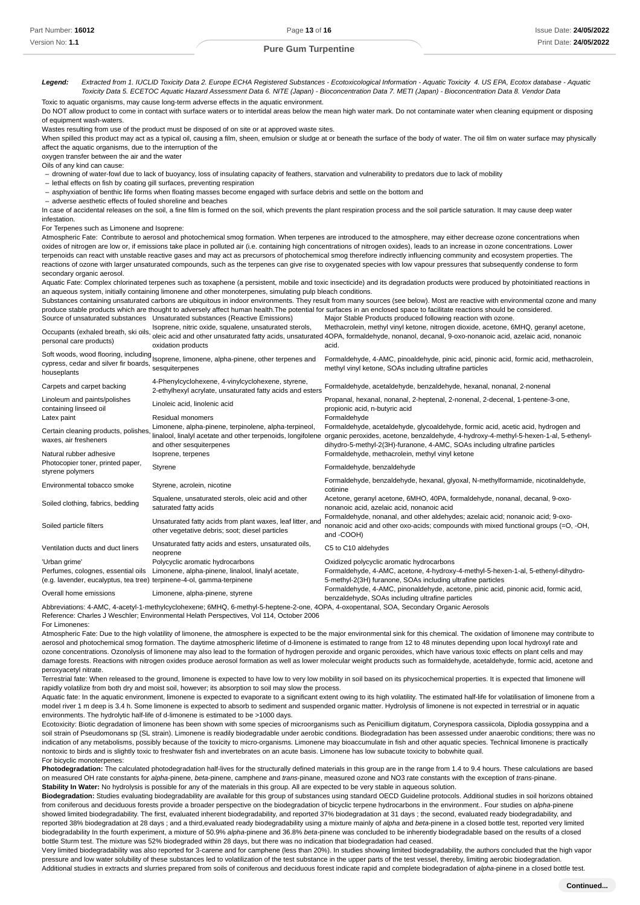**Legend:** *Extracted from 1. IUCLID Toxicity Data 2. Europe ECHA Registered Substances - Ecotoxicological Information - Aquatic Toxicity 4. US EPA, Ecotox database - Aquatic Toxicity Data 5. ECETOC Aquatic Hazard Assessment Data 6. NITE (Japan) - Bioconcentration Data 7. METI (Japan) - Bioconcentration Data 8. Vendor Data*

Toxic to aquatic organisms, may cause long-term adverse effects in the aquatic environment.

Do NOT allow product to come in contact with surface waters or to intertidal areas below the mean high water mark. Do not contaminate water when cleaning equipment or disposing of equipment wash-waters.

Wastes resulting from use of the product must be disposed of on site or at approved waste sites.

When spilled this product may act as a typical oil, causing a film, sheen, emulsion or sludge at or beneath the surface of the body of water. The oil film on water surface may physically affect the aquatic organisms, due to the interruption of the oxygen transfer between the air and the water

Oils of any kind can cause:

- drowning of water-fowl due to lack of buoyancy, loss of insulating capacity of feathers, starvation and vulnerability to predators due to lack of mobility
- lethal effects on fish by coating gill surfaces, preventing respiration
- asphyxiation of benthic life forms when floating masses become engaged with surface debris and settle on the bottom and
- adverse aesthetic effects of fouled shoreline and beaches

In case of accidental releases on the soil, a fine film is formed on the soil, which prevents the plant respiration process and the soil particle saturation. It may cause deep water infestation.

For Terpenes such as Limonene and Isoprene:

Atmospheric Fate: Contribute to aerosol and photochemical smog formation. When terpenes are introduced to the atmosphere, may either decrease ozone concentrations when oxides of nitrogen are low or, if emissions take place in polluted air (i.e. containing high concentrations of nitrogen oxides), leads to an increase in ozone concentrations. Lower terpenoids can react with unstable reactive gases and may act as precursors of photochemical smog therefore indirectly influencing community and ecosystem properties. The reactions of ozone with larger unsaturated compounds, such as the terpenes can give rise to oxygenated species with low vapour pressures that subsequently condense to form secondary organic aerosol.

Aquatic Fate: Complex chlorinated terpenes such as toxaphene (a persistent, mobile and toxic insecticide) and its degradation products were produced by photoinitiated reactions in an aqueous system, initially containing limonene and other monoterpenes, simulating pulp bleach conditions.

Substances containing unsaturated carbons are ubiquitous in indoor environments. They result from many sources (see below). Most are reactive with environmental ozone and many produce stable products which are thought to adversely affect human health.The potential for surfaces in an enclosed space to facilitate reactions should be considered.

| Source of unsaturated substances | Unsaturated substances (Reactive Emissions) | Major Stable Products produced following reaction with ozone. |
|---|---|---|
| Occupants (exhaled breath, ski oils, personal care products) | Isoprene, nitric oxide, squalene, unsaturated sterols, oleic acid and other unsaturated fatty acids, unsaturated oxidation products | Methacrolein, methyl vinyl ketone, nitrogen dioxide, acetone, 6MHQ, geranyl acetone, 4OPA, formaldehyde, nonanol, decanal, 9-oxo-nonanoic acid, azelaic acid, nonanoic acid. |
| Soft woods, wood flooring, including cypress, cedar and silver fir boards, houseplants | Isoprene, limonene, alpha-pinene, other terpenes and sesquiterpenes | Formaldehyde, 4-AMC, pinoaldehyde, pinic acid, pinonic acid, formic acid, methacrolein, methyl vinyl ketone, SOAs including ultrafine particles |
| Carpets and carpet backing | 4-Phenylcyclohexene, 4-vinylcyclohexene, styrene, 2-ethylhexyl acrylate, unsaturated fatty acids and esters | Formaldehyde, acetaldehyde, benzaldehyde, hexanal, nonanal, 2-nonenal |
| Linoleum and paints/polishes containing linseed oil | Linoleic acid, linolenic acid | Propanal, hexanal, nonanal, 2-heptenal, 2-nonenal, 2-decenal, 1-pentene-3-one, propionic acid, n-butyric acid |
| Latex paint | Residual monomers | Formaldehyde |
| Certain cleaning products, polishes, waxes, air fresheners | Limonene, alpha-pinene, terpinolene, alpha-terpineol, linalool, linalyl acetate and other terpenoids, longifolene and other sesquiterpenes | Formaldehyde, acetaldehyde, glycoaldehyde, formic acid, acetic acid, hydrogen and organic peroxides, acetone, benzaldehyde, 4-hydroxy-4-methyl-5-hexen-1-al, 5-ethenyl-dihydro-5-methyl-2(3H)-furanone, 4-AMC, SOAs including ultrafine particles |
| Natural rubber adhesive | Isoprene, terpenes | Formaldehyde, methacrolein, methyl vinyl ketone |
| Photocopier toner, printed paper, styrene polymers | Styrene | Formaldehyde, benzaldehyde |
| Environmental tobacco smoke | Styrene, acrolein, nicotine | Formaldehyde, benzaldehyde, hexanal, glyoxal, N-methylformamide, nicotinaldehyde, cotinine |
| Soiled clothing, fabrics, bedding | Squalene, unsaturated sterols, oleic acid and other saturated fatty acids | Acetone, geranyl acetone, 6MHO, 40PA, formaldehyde, nonanal, decanal, 9-oxo-nonanoic acid, azelaic acid, nonanoic acid |
| Soiled particle filters | Unsaturated fatty acids from plant waxes, leaf litter, and other vegetative debris; soot; diesel particles | Formaldehyde, nonanal, and other aldehydes; azelaic acid; nonanoic acid; 9-oxo-nonanoic acid and other oxo-acids; compounds with mixed functional groups (=O, -OH, and -COOH) |
| Ventilation ducts and duct liners | Unsaturated fatty acids and esters, unsaturated oils, neoprene | C5 to C10 aldehydes |
| 'Urban grime' | Polycyclic aromatic hydrocarbons | Oxidized polycyclic aromatic hydrocarbons |
| Perfumes, colognes, essential oils (e.g. lavender, eucalyptus, tea tree) | Limonene, alpha-pinene, linalool, linalyl acetate, terpinene-4-ol, gamma-terpinene | Formaldehyde, 4-AMC, acetone, 4-hydroxy-4-methyl-5-hexen-1-al, 5-ethenyl-dihydro-5-methyl-2(3H) furanone, SOAs including ultrafine particles |
| Overall home emissions | Limonene, alpha-pinene, styrene | Formaldehyde, 4-AMC, pinonaldehyde, acetone, pinic acid, pinonic acid, formic acid, benzaldehyde, SOAs including ultrafine particles |

Abbreviations: 4-AMC, 4-acetyl-1-methylcyclohexene; 6MHQ, 6-methyl-5-heptene-2-one, 4OPA, 4-oxopentanal, SOA, Secondary Organic Aerosols

Reference: Charles J Weschler; Environmental Helath Perspectives, Vol 114, October 2006

For Limonenes:

Atmospheric Fate: Due to the high volatility of limonene, the atmosphere is expected to be the major environmental sink for this chemical. The oxidation of limonene may contribute to aerosol and photochemical smog formation. The daytime atmospheric lifetime of d-limonene is estimated to range from 12 to 48 minutes depending upon local hydroxyl rate and ozone concentrations. Ozonolysis of limonene may also lead to the formation of hydrogen peroxide and organic peroxides, which have various toxic effects on plant cells and may damage forests. Reactions with nitrogen oxides produce aerosol formation as well as lower molecular weight products such as formaldehyde, acetaldehyde, formic acid, acetone and peroxyacetyl nitrate.

Terrestrial fate: When released to the ground, limonene is expected to have low to very low mobility in soil based on its physicochemical properties. It is expected that limonene will rapidly volatilize from both dry and moist soil, however; its absorption to soil may slow the process.

Aquatic fate: In the aquatic environment, limonene is expected to evaporate to a significant extent owing to its high volatility. The estimated half-life for volatilisation of limonene from a model river 1 m deep is 3.4 h. Some limonene is expected to absorb to sediment and suspended organic matter. Hydrolysis of limonene is not expected in terrestrial or in aquatic environments. The hydrolytic half-life of d-limonene is estimated to be >1000 days.

Ecotoxicity: Biotic degradation of limonene has been shown with some species of microorganisms such as Penicillium digitatum, Corynespora cassiicola, Diplodia gossyppina and a soil strain of Pseudomonans sp (SL strain). Limonene is readily biodegradable under aerobic conditions. Biodegradation has been assessed under anaerobic conditions; there was no indication of any metabolisms, possibly because of the toxicity to micro-organisms. Limonene may bioaccumulate in fish and other aquatic species. Technical limonene is practically nontoxic to birds and is slightly toxic to freshwater fish and invertebrates on an acute basis. Limonene has low subacute toxicity to bobwhite quail.

For bicyclic monoterpenes:

**Photodegradation:** The calculated photodegradation half-lives for the structurally defined materials in this group are in the range from 1.4 to 9.4 hours. These calculations are based on measured OH rate constants for *alpha*-pinene, *beta*-pinene, camphene and *trans*-pinane, measured ozone and NO3 rate constants with the exception of *trans*-pinane.

**Stability In Water:** No hydrolysis is possible for any of the materials in this group. All are expected to be very stable in aqueous solution.

**Biodegradation:** Studies evaluating biodegradability are available for this group of substances using standard OECD Guideline protocols. Additional studies in soil horizons obtained from coniferous and deciduous forests provide a broader perspective on the biodegradation of bicyclic terpene hydrocarbons in the environment.. Four studies on *alpha*-pinene showed limited biodegradability. The first, evaluated inherent biodegradability, and reported 37% biodegradation at 31 days ; the second, evaluated ready biodegradability, and reported 38% biodegradation at 28 days ; and a third,evaluated ready biodegradability using a mixture mainly of *alpha* and *beta*-pinene in a closed bottle test, reported very limited biodegradability In the fourth experiment, a mixture of 50.9% *alpha*-pinene and 36.8% *beta*-pinene was concluded to be inherently biodegradable based on the results of a closed bottle Sturm test. The mixture was 52% biodegraded within 28 days, but there was no indication that biodegradation had ceased.

Very limited biodegradability was also reported for 3-carene and for camphene (less than 20%). In studies showing limited biodegradability, the authors concluded that the high vapor pressure and low water solubility of these substances led to volatilization of the test substance in the upper parts of the test vessel, thereby, limiting aerobic biodegradation.

Additional studies in extracts and slurries prepared from soils of coniferous and deciduous forest indicate rapid and complete biodegradation of *alpha*-pinene in a closed bottle test.

**Continued...**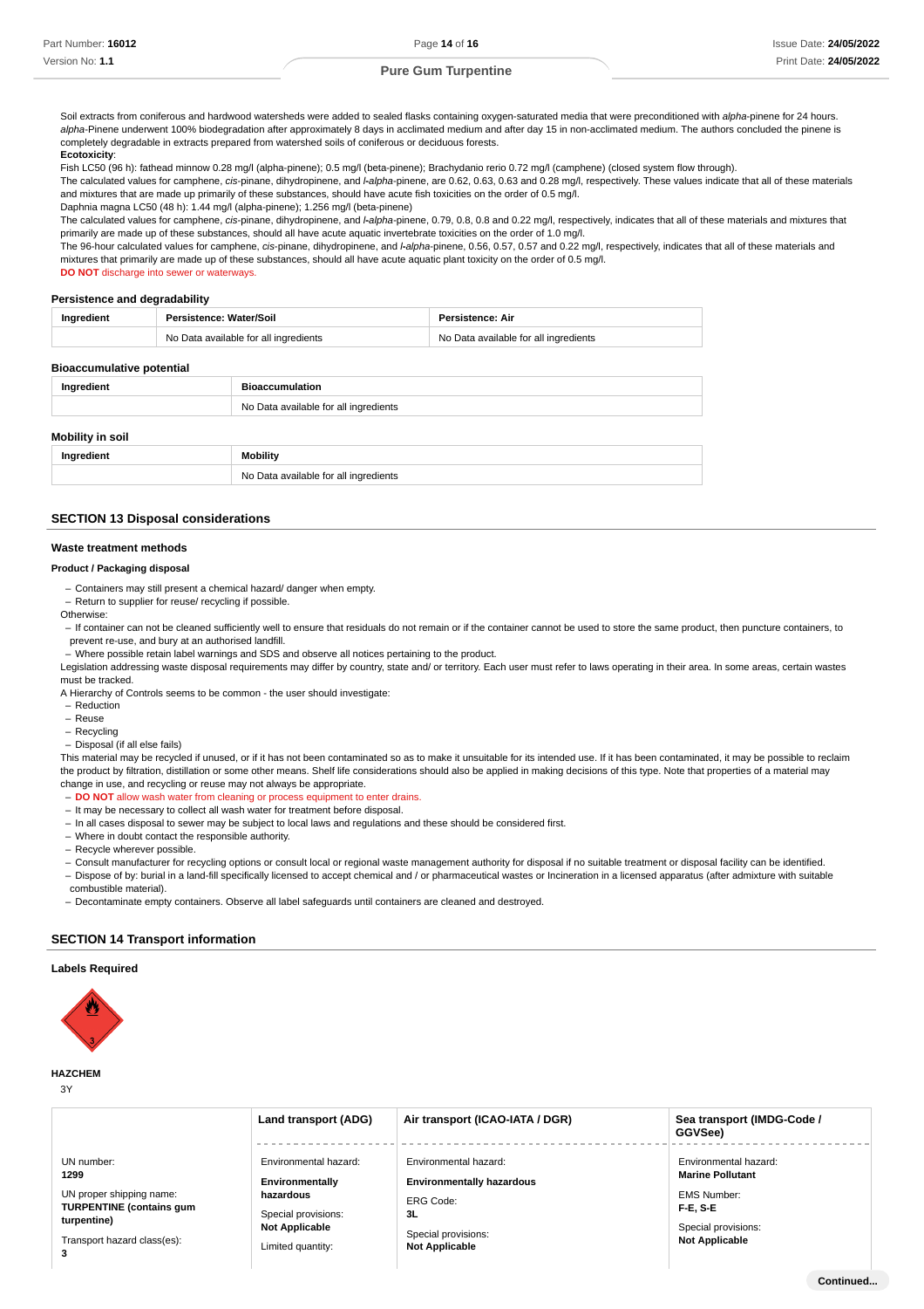Soil extracts from coniferous and hardwood watersheds were added to sealed flasks containing oxygen-saturated media that were preconditioned with *alpha*-pinene for 24 hours. *alpha*-Pinene underwent 100% biodegradation after approximately 8 days in acclimated medium and after day 15 in non-acclimated medium. The authors concluded the pinene is completely degradable in extracts prepared from watershed soils of coniferous or deciduous forests.

**Ecotoxicity**:

Fish LC50 (96 h): fathead minnow 0.28 mg/l (alpha-pinene); 0.5 mg/l (beta-pinene); Brachydanio rerio 0.72 mg/l (camphene) (closed system flow through).

The calculated values for camphene, *cis*-pinane, dihydropinene, and *l-alpha*-pinene, are 0.62, 0.63, 0.63 and 0.28 mg/l, respectively. These values indicate that all of these materials and mixtures that are made up primarily of these substances, should have acute fish toxicities on the order of 0.5 mg/l.

Daphnia magna LC50 (48 h): 1.44 mg/l (alpha-pinene); 1.256 mg/l (beta-pinene)

The calculated values for camphene, *cis*-pinane, dihydropinene, and *l-alpha*-pinene, 0.79, 0.8, 0.8 and 0.22 mg/l, respectively, indicates that all of these materials and mixtures that primarily are made up of these substances, should all have acute aquatic invertebrate toxicities on the order of 1.0 mg/l.

The 96-hour calculated values for camphene, *cis*-pinane, dihydropinene, and *l-alpha*-pinene, 0.56, 0.57, 0.57 and 0.22 mg/l, respectively, indicates that all of these materials and mixtures that primarily are made up of these substances, should all have acute aquatic plant toxicity on the order of 0.5 mg/l.

**DO NOT** discharge into sewer or waterways.

### Persistence and degradability

| Ingredient | Persistence: Water/Soil | Persistence: Air |
|---|---|---|
| | No Data available for all ingredients | No Data available for all ingredients |

### Bioaccumulative potential

| Ingredient | Bioaccumulation |
|---|---|
| | No Data available for all ingredients |

### Mobility in soil

| Ingredient | Mobility |
|---|---|
| | No Data available for all ingredients |

## SECTION 13 Disposal considerations

### Waste treatment methods

**Product / Packaging disposal**

- Containers may still present a chemical hazard/ danger when empty.
- Return to supplier for reuse/ recycling if possible.

Otherwise:

- If container can not be cleaned sufficiently well to ensure that residuals do not remain or if the container cannot be used to store the same product, then puncture containers, to prevent re-use, and bury at an authorised landfill.
- Where possible retain label warnings and SDS and observe all notices pertaining to the product.

Legislation addressing waste disposal requirements may differ by country, state and/ or territory. Each user must refer to laws operating in their area. In some areas, certain wastes must be tracked.

A Hierarchy of Controls seems to be common - the user should investigate:

- Reduction
- Reuse
- Recycling
- Disposal (if all else fails)

This material may be recycled if unused, or if it has not been contaminated so as to make it unsuitable for its intended use. If it has been contaminated, it may be possible to reclaim the product by filtration, distillation or some other means. Shelf life considerations should also be applied in making decisions of this type. Note that properties of a material may change in use, and recycling or reuse may not always be appropriate.

- **DO NOT** allow wash water from cleaning or process equipment to enter drains.
- It may be necessary to collect all wash water for treatment before disposal.
- In all cases disposal to sewer may be subject to local laws and regulations and these should be considered first.
- Where in doubt contact the responsible authority.
- Recycle wherever possible.
- Consult manufacturer for recycling options or consult local or regional waste management authority for disposal if no suitable treatment or disposal facility can be identified.
- Dispose of by: burial in a land-fill specifically licensed to accept chemical and / or pharmaceutical wastes or Incineration in a licensed apparatus (after admixture with suitable combustible material).
- Decontaminate empty containers. Observe all label safeguards until containers are cleaned and destroyed.

## SECTION 14 Transport information

### Labels Required

**HAZCHEM**

3Y

| | Land transport (ADG) | Air transport (ICAO-IATA / DGR) | Sea transport (IMDG-Code / GGVSee) |
|---|---|---|---|
| UN number: **1299**<br><br>UN proper shipping name: **TURPENTINE (contains gum turpentine)**<br><br>Transport hazard class(es): **3** | Environmental hazard: **Environmentally hazardous**<br><br>Special provisions: **Not Applicable**<br><br>Limited quantity: | Environmental hazard: **Environmentally hazardous**<br><br>ERG Code: **3L**<br><br>Special provisions: **Not Applicable** | Environmental hazard: **Marine Pollutant**<br><br>EMS Number: **F-E, S-E**<br><br>Special provisions: **Not Applicable** |

Continued...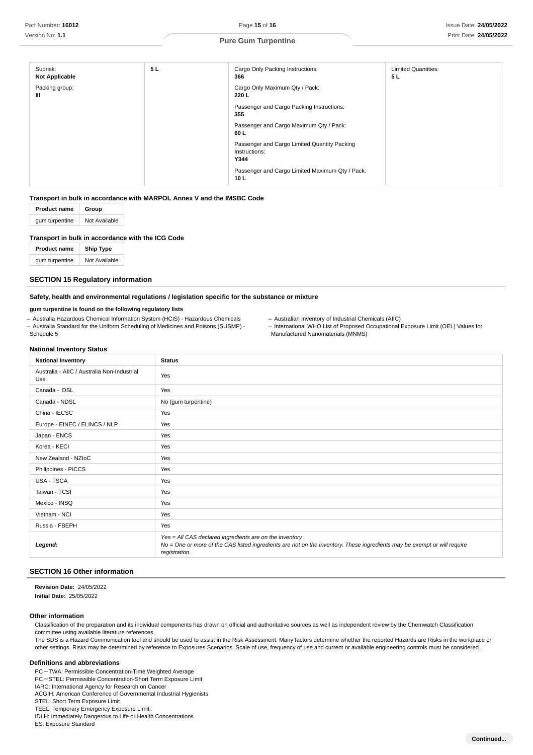| Subrisk: **Not Applicable**<br>Packing group: **III** | **5 L** | Cargo Only Packing Instructions: **366**<br>Cargo Only Maximum Qty / Pack: **220 L**<br>Passenger and Cargo Packing Instructions: **355**<br>Passenger and Cargo Maximum Qty / Pack: **60 L**<br>Passenger and Cargo Limited Quantity Packing Instructions: **Y344**<br>Passenger and Cargo Limited Maximum Qty / Pack: **10 L** | Limited Quantities: **5 L** |
|---|---|---|---|

**Transport in bulk in accordance with MARPOL Annex V and the IMSBC Code**

| Product name | Group |
|---|---|
| gum turpentine | Not Available |

**Transport in bulk in accordance with the ICG Code**

| Product name | Ship Type |
|---|---|
| gum turpentine | Not Available |

## SECTION 15 Regulatory information

**Safety, health and environmental regulations / legislation specific for the substance or mixture**

**gum turpentine is found on the following regulatory lists**

- Australia Hazardous Chemical Information System (HCIS) - Hazardous Chemicals
- Australia Standard for the Uniform Scheduling of Medicines and Poisons (SUSMP) - Schedule 5
- Australian Inventory of Industrial Chemicals (AIIC)
- International WHO List of Proposed Occupational Exposure Limit (OEL) Values for Manufactured Nanomaterials (MNMS)

**National Inventory Status**

| National Inventory | Status |
|---|---|
| Australia - AIIC / Australia Non-Industrial Use | Yes |
| Canada - DSL | Yes |
| Canada - NDSL | No (gum turpentine) |
| China - IECSC | Yes |
| Europe - EINEC / ELINCS / NLP | Yes |
| Japan - ENCS | Yes |
| Korea - KECI | Yes |
| New Zealand - NZIoC | Yes |
| Philippines - PICCS | Yes |
| USA - TSCA | Yes |
| Taiwan - TCSI | Yes |
| Mexico - INSQ | Yes |
| Vietnam - NCI | Yes |
| Russia - FBEPH | Yes |
| ***Legend:*** | *Yes = All CAS declared ingredients are on the inventory*<br>*No = One or more of the CAS listed ingredients are not on the inventory. These ingredients may be exempt or will require registration.* |

## SECTION 16 Other information

**Revision Date:** 24/05/2022
**Initial Date:** 25/05/2022

**Other information**

Classification of the preparation and its individual components has drawn on official and authoritative sources as well as independent review by the Chemwatch Classification committee using available literature references.
The SDS is a Hazard Communication tool and should be used to assist in the Risk Assessment. Many factors determine whether the reported Hazards are Risks in the workplace or other settings. Risks may be determined by reference to Exposures Scenarios. Scale of use, frequency of use and current or available engineering controls must be considered.

**Definitions and abbreviations**

PC－TWA: Permissible Concentration-Time Weighted Average
PC－STEL: Permissible Concentration-Short Term Exposure Limit
IARC: International Agency for Research on Cancer
ACGIH: American Conference of Governmental Industrial Hygienists
STEL: Short Term Exposure Limit
TEEL: Temporary Emergency Exposure Limit。
IDLH: Immediately Dangerous to Life or Health Concentrations
ES: Exposure Standard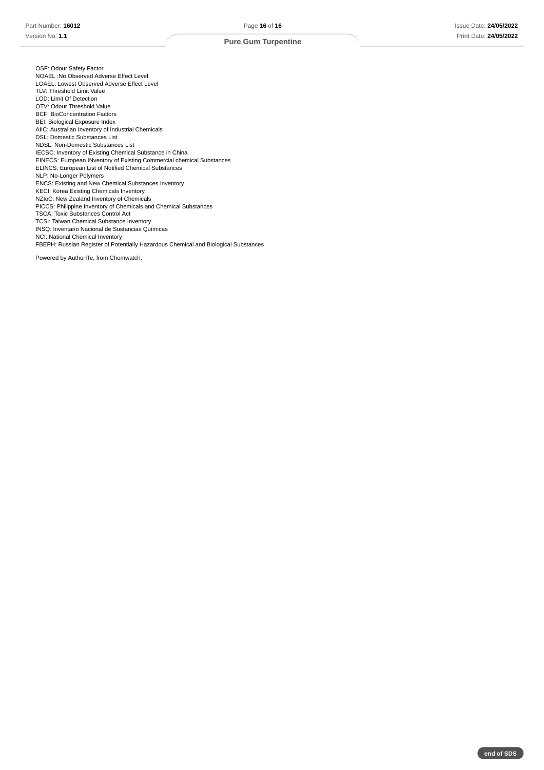OSF: Odour Safety Factor
NOAEL :No Observed Adverse Effect Level
LOAEL: Lowest Observed Adverse Effect Level
TLV: Threshold Limit Value
LOD: Limit Of Detection
OTV: Odour Threshold Value
BCF: BioConcentration Factors
BEI: Biological Exposure Index
AIIC: Australian Inventory of Industrial Chemicals
DSL: Domestic Substances List
NDSL: Non-Domestic Substances List
IECSC: Inventory of Existing Chemical Substance in China
EINECS: European INventory of Existing Commercial chemical Substances
ELINCS: European List of Notified Chemical Substances
NLP: No-Longer Polymers
ENCS: Existing and New Chemical Substances Inventory
KECI: Korea Existing Chemicals Inventory
NZIoC: New Zealand Inventory of Chemicals
PICCS: Philippine Inventory of Chemicals and Chemical Substances
TSCA: Toxic Substances Control Act
TCSI: Taiwan Chemical Substance Inventory
INSQ: Inventario Nacional de Sustancias Químicas
NCI: National Chemical Inventory
FBEPH: Russian Register of Potentially Hazardous Chemical and Biological Substances

Powered by AuthorITe, from Chemwatch.

**end of SDS**